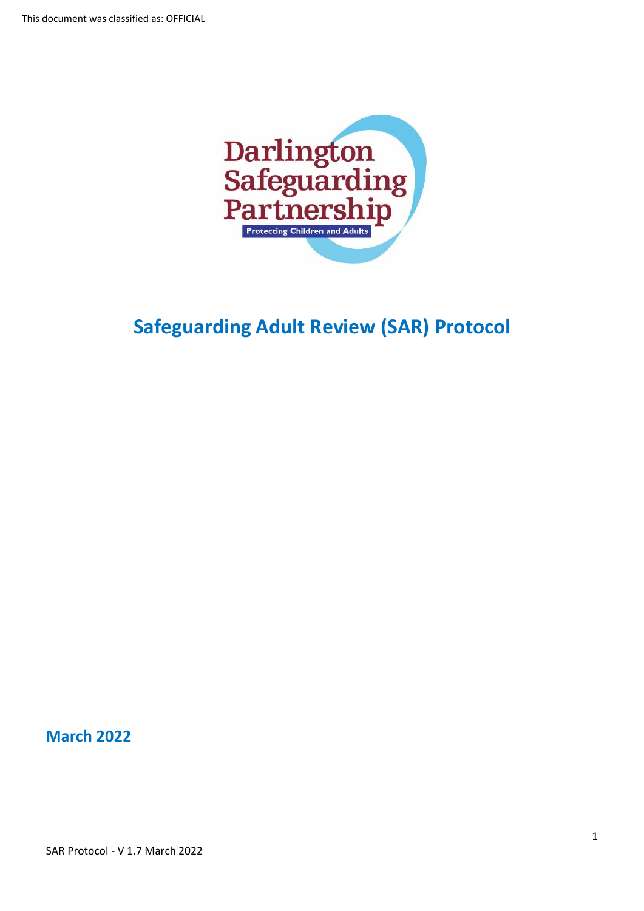This document was classified as: OFFICIAL

Darlington Safeguarding Partnership

Protecting Children and Adults

# Safeguarding Adult Review (SAR) Protocol

**March 2022**

SAR Protocol - V 1.7 March 2022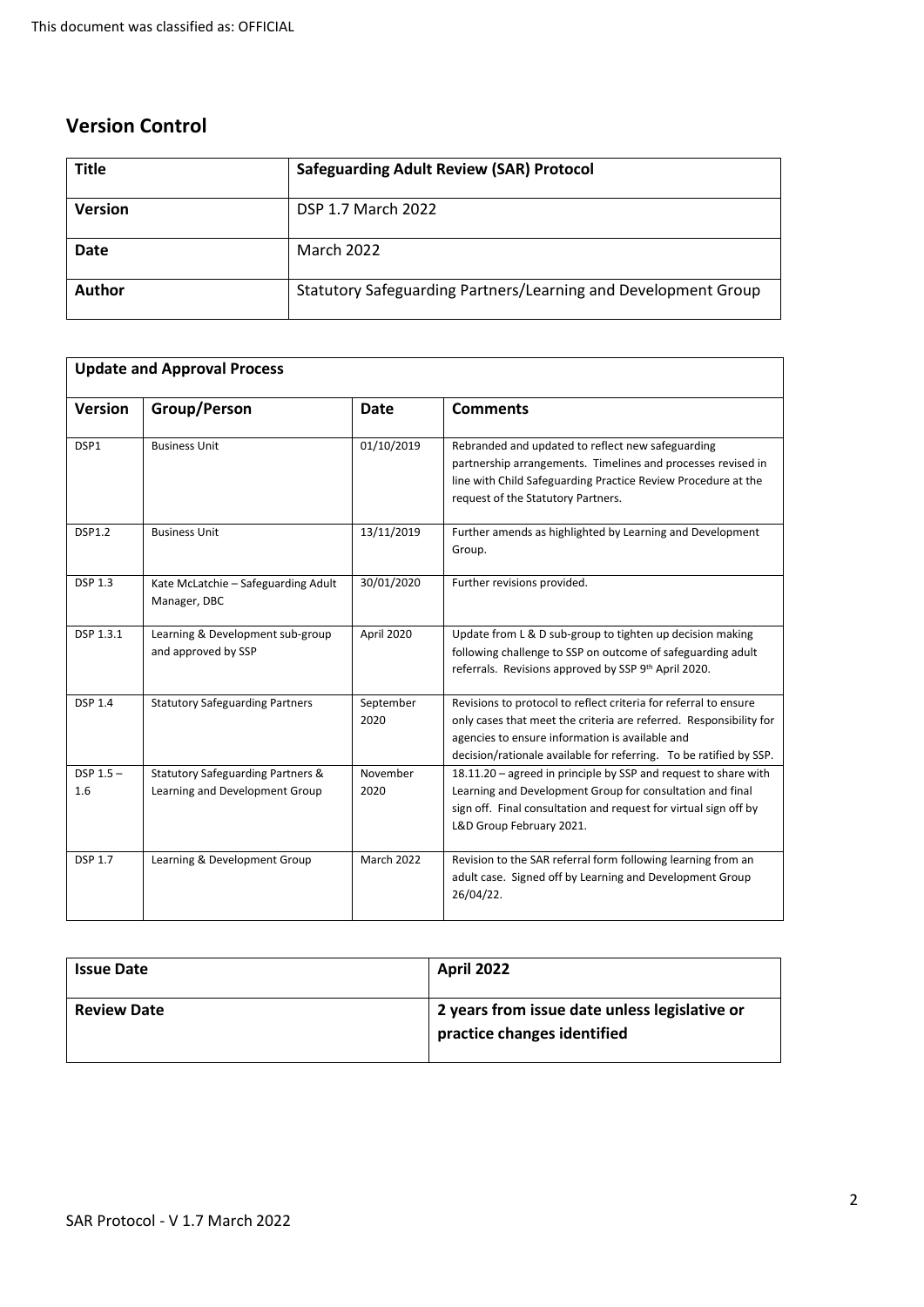## Version Control

| Title | Safeguarding Adult Review (SAR) Protocol |
|---|---|
| Version | DSP 1.7 March 2022 |
| Date | March 2022 |
| Author | Statutory Safeguarding Partners/Learning and Development Group |

| Update and Approval Process | | | |
|---|---|---|---|
| **Version** | **Group/Person** | **Date** | **Comments** |
| DSP1 | Business Unit | 01/10/2019 | Rebranded and updated to reflect new safeguarding partnership arrangements. Timelines and processes revised in line with Child Safeguarding Practice Review Procedure at the request of the Statutory Partners. |
| DSP1.2 | Business Unit | 13/11/2019 | Further amends as highlighted by Learning and Development Group. |
| DSP 1.3 | Kate McLatchie – Safeguarding Adult Manager, DBC | 30/01/2020 | Further revisions provided. |
| DSP 1.3.1 | Learning & Development sub-group and approved by SSP | April 2020 | Update from L & D sub-group to tighten up decision making following challenge to SSP on outcome of safeguarding adult referrals. Revisions approved by SSP 9th April 2020. |
| DSP 1.4 | Statutory Safeguarding Partners | September 2020 | Revisions to protocol to reflect criteria for referral to ensure only cases that meet the criteria are referred. Responsibility for agencies to ensure information is available and decision/rationale available for referring. To be ratified by SSP. |
| DSP 1.5 – 1.6 | Statutory Safeguarding Partners & Learning and Development Group | November 2020 | 18.11.20 – agreed in principle by SSP and request to share with Learning and Development Group for consultation and final sign off. Final consultation and request for virtual sign off by L&D Group February 2021. |
| DSP 1.7 | Learning & Development Group | March 2022 | Revision to the SAR referral form following learning from an adult case. Signed off by Learning and Development Group 26/04/22. |

| Issue Date | April 2022 |
|---|---|
| **Review Date** | **2 years from issue date unless legislative or practice changes identified** |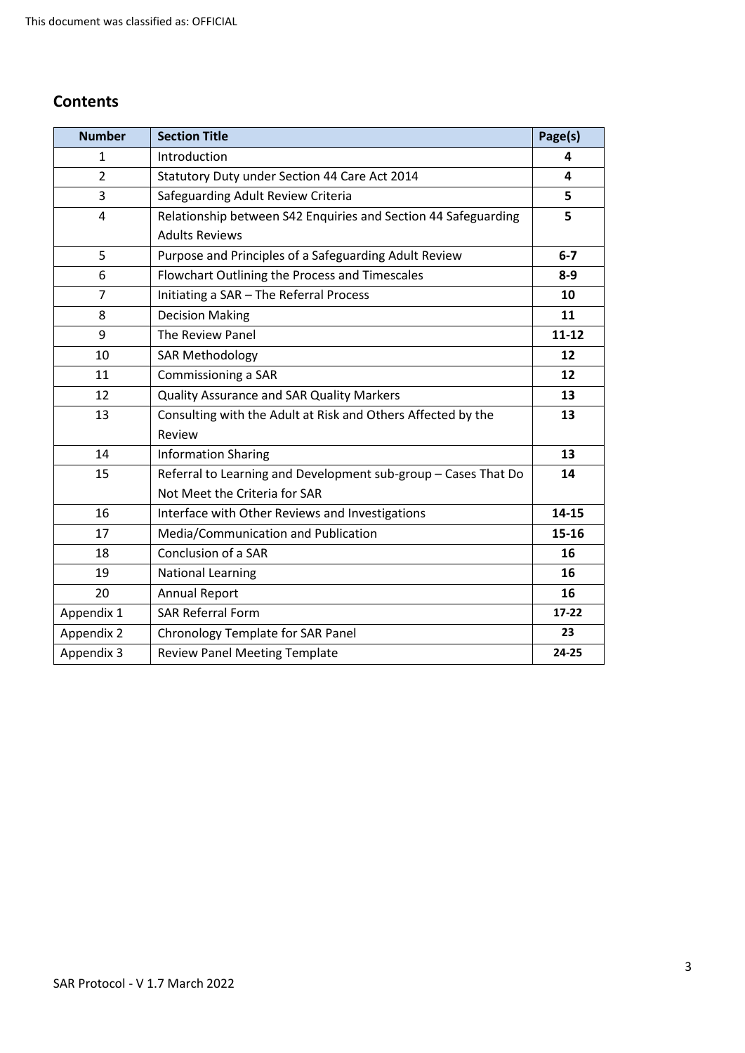## Contents

| Number | Section Title | Page(s) |
|---|---|---|
| 1 | Introduction | **4** |
| 2 | Statutory Duty under Section 44 Care Act 2014 | **4** |
| 3 | Safeguarding Adult Review Criteria | **5** |
| 4 | Relationship between S42 Enquiries and Section 44 Safeguarding Adults Reviews | **5** |
| 5 | Purpose and Principles of a Safeguarding Adult Review | **6-7** |
| 6 | Flowchart Outlining the Process and Timescales | **8-9** |
| 7 | Initiating a SAR – The Referral Process | **10** |
| 8 | Decision Making | **11** |
| 9 | The Review Panel | **11-12** |
| 10 | SAR Methodology | **12** |
| 11 | Commissioning a SAR | **12** |
| 12 | Quality Assurance and SAR Quality Markers | **13** |
| 13 | Consulting with the Adult at Risk and Others Affected by the Review | **13** |
| 14 | Information Sharing | **13** |
| 15 | Referral to Learning and Development sub-group – Cases That Do Not Meet the Criteria for SAR | **14** |
| 16 | Interface with Other Reviews and Investigations | **14-15** |
| 17 | Media/Communication and Publication | **15-16** |
| 18 | Conclusion of a SAR | **16** |
| 19 | National Learning | **16** |
| 20 | Annual Report | **16** |
| Appendix 1 | SAR Referral Form | **17-22** |
| Appendix 2 | Chronology Template for SAR Panel | **23** |
| Appendix 3 | Review Panel Meeting Template | **24-25** |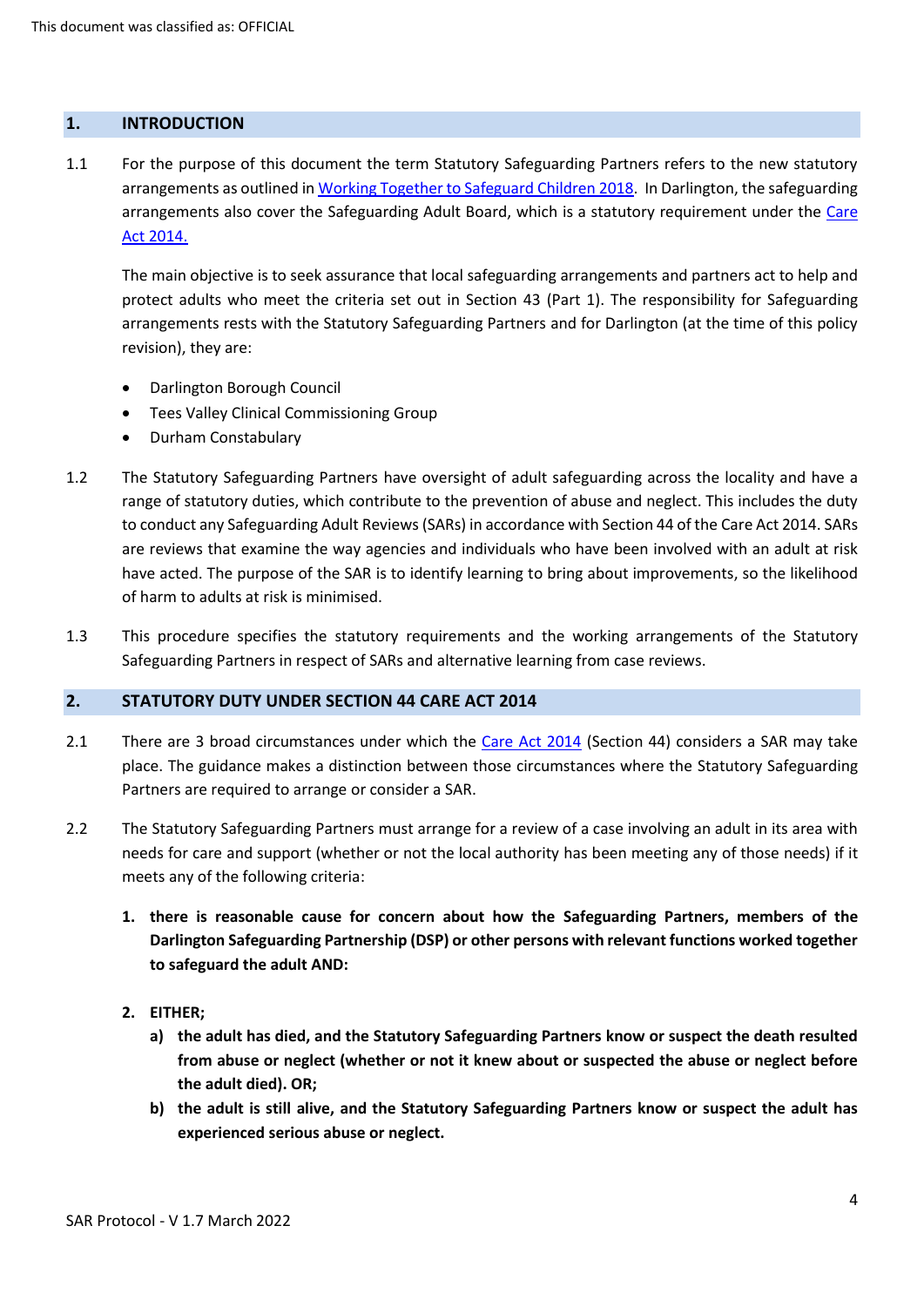## 1. INTRODUCTION

1.1 For the purpose of this document the term Statutory Safeguarding Partners refers to the new statutory arrangements as outlined in [Working Together to Safeguard Children 2018](). In Darlington, the safeguarding arrangements also cover the Safeguarding Adult Board, which is a statutory requirement under the [Care Act 2014.]()

The main objective is to seek assurance that local safeguarding arrangements and partners act to help and protect adults who meet the criteria set out in Section 43 (Part 1). The responsibility for Safeguarding arrangements rests with the Statutory Safeguarding Partners and for Darlington (at the time of this policy revision), they are:

- Darlington Borough Council
- Tees Valley Clinical Commissioning Group
- Durham Constabulary

1.2 The Statutory Safeguarding Partners have oversight of adult safeguarding across the locality and have a range of statutory duties, which contribute to the prevention of abuse and neglect. This includes the duty to conduct any Safeguarding Adult Reviews (SARs) in accordance with Section 44 of the Care Act 2014. SARs are reviews that examine the way agencies and individuals who have been involved with an adult at risk have acted. The purpose of the SAR is to identify learning to bring about improvements, so the likelihood of harm to adults at risk is minimised.

1.3 This procedure specifies the statutory requirements and the working arrangements of the Statutory Safeguarding Partners in respect of SARs and alternative learning from case reviews.

## 2. STATUTORY DUTY UNDER SECTION 44 CARE ACT 2014

2.1 There are 3 broad circumstances under which the [Care Act 2014]() (Section 44) considers a SAR may take place. The guidance makes a distinction between those circumstances where the Statutory Safeguarding Partners are required to arrange or consider a SAR.

2.2 The Statutory Safeguarding Partners must arrange for a review of a case involving an adult in its area with needs for care and support (whether or not the local authority has been meeting any of those needs) if it meets any of the following criteria:

1. **there is reasonable cause for concern about how the Safeguarding Partners, members of the Darlington Safeguarding Partnership (DSP) or other persons with relevant functions worked together to safeguard the adult AND:**

2. **EITHER;**
   a) **the adult has died, and the Statutory Safeguarding Partners know or suspect the death resulted from abuse or neglect (whether or not it knew about or suspected the abuse or neglect before the adult died). OR;**
   b) **the adult is still alive, and the Statutory Safeguarding Partners know or suspect the adult has experienced serious abuse or neglect.**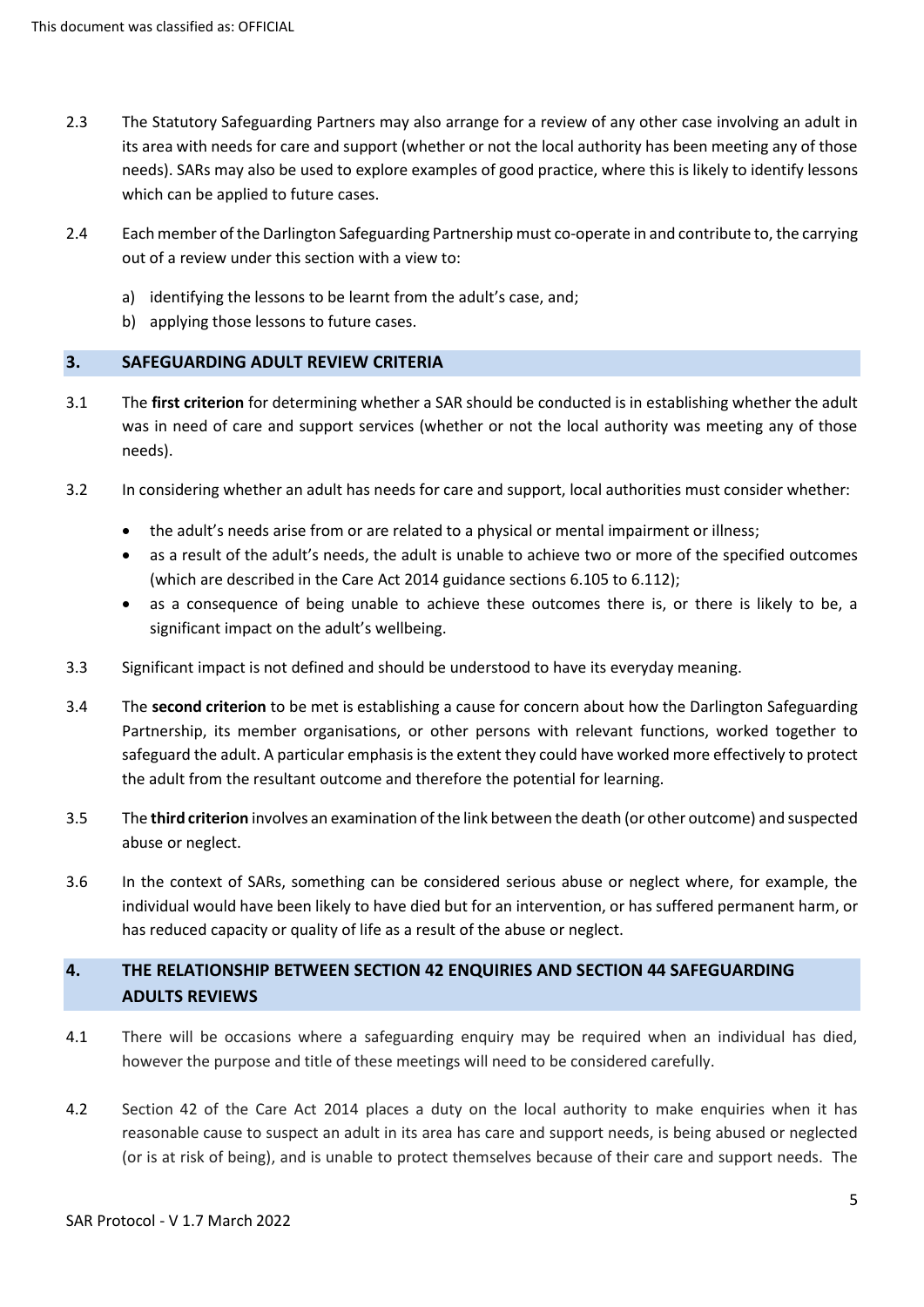2.3 The Statutory Safeguarding Partners may also arrange for a review of any other case involving an adult in its area with needs for care and support (whether or not the local authority has been meeting any of those needs). SARs may also be used to explore examples of good practice, where this is likely to identify lessons which can be applied to future cases.

2.4 Each member of the Darlington Safeguarding Partnership must co-operate in and contribute to, the carrying out of a review under this section with a view to:

a) identifying the lessons to be learnt from the adult's case, and;
b) applying those lessons to future cases.

## 3. SAFEGUARDING ADULT REVIEW CRITERIA

3.1 The **first criterion** for determining whether a SAR should be conducted is in establishing whether the adult was in need of care and support services (whether or not the local authority was meeting any of those needs).

3.2 In considering whether an adult has needs for care and support, local authorities must consider whether:

- the adult's needs arise from or are related to a physical or mental impairment or illness;
- as a result of the adult's needs, the adult is unable to achieve two or more of the specified outcomes (which are described in the Care Act 2014 guidance sections 6.105 to 6.112);
- as a consequence of being unable to achieve these outcomes there is, or there is likely to be, a significant impact on the adult's wellbeing.

3.3 Significant impact is not defined and should be understood to have its everyday meaning.

3.4 The **second criterion** to be met is establishing a cause for concern about how the Darlington Safeguarding Partnership, its member organisations, or other persons with relevant functions, worked together to safeguard the adult. A particular emphasis is the extent they could have worked more effectively to protect the adult from the resultant outcome and therefore the potential for learning.

3.5 The **third criterion** involves an examination of the link between the death (or other outcome) and suspected abuse or neglect.

3.6 In the context of SARs, something can be considered serious abuse or neglect where, for example, the individual would have been likely to have died but for an intervention, or has suffered permanent harm, or has reduced capacity or quality of life as a result of the abuse or neglect.

## 4. THE RELATIONSHIP BETWEEN SECTION 42 ENQUIRIES AND SECTION 44 SAFEGUARDING ADULTS REVIEWS

4.1 There will be occasions where a safeguarding enquiry may be required when an individual has died, however the purpose and title of these meetings will need to be considered carefully.

4.2 Section 42 of the Care Act 2014 places a duty on the local authority to make enquiries when it has reasonable cause to suspect an adult in its area has care and support needs, is being abused or neglected (or is at risk of being), and is unable to protect themselves because of their care and support needs. The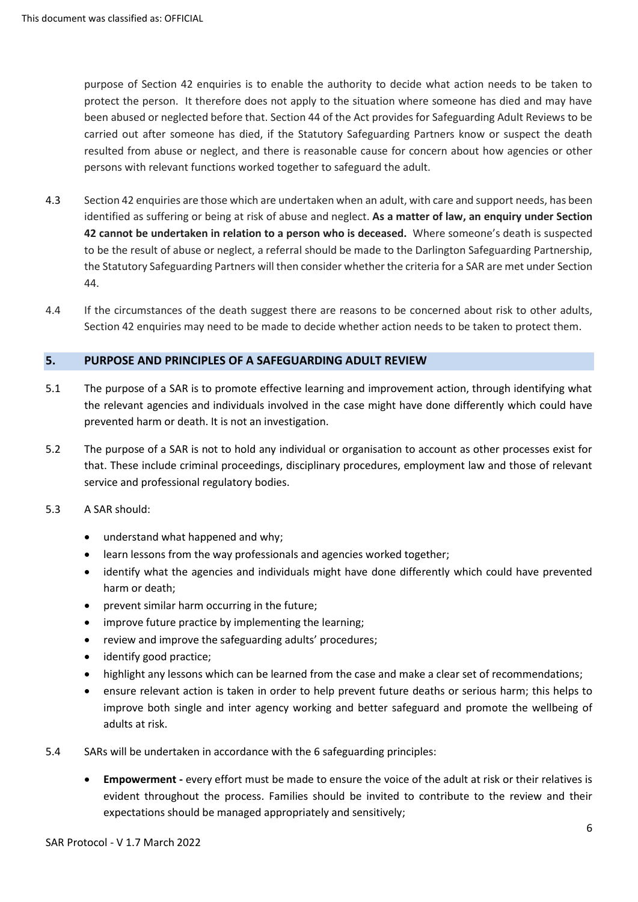purpose of Section 42 enquiries is to enable the authority to decide what action needs to be taken to protect the person. It therefore does not apply to the situation where someone has died and may have been abused or neglected before that. Section 44 of the Act provides for Safeguarding Adult Reviews to be carried out after someone has died, if the Statutory Safeguarding Partners know or suspect the death resulted from abuse or neglect, and there is reasonable cause for concern about how agencies or other persons with relevant functions worked together to safeguard the adult.

4.3 Section 42 enquiries are those which are undertaken when an adult, with care and support needs, has been identified as suffering or being at risk of abuse and neglect. **As a matter of law, an enquiry under Section 42 cannot be undertaken in relation to a person who is deceased.** Where someone's death is suspected to be the result of abuse or neglect, a referral should be made to the Darlington Safeguarding Partnership, the Statutory Safeguarding Partners will then consider whether the criteria for a SAR are met under Section 44.

4.4 If the circumstances of the death suggest there are reasons to be concerned about risk to other adults, Section 42 enquiries may need to be made to decide whether action needs to be taken to protect them.

## 5. PURPOSE AND PRINCIPLES OF A SAFEGUARDING ADULT REVIEW

5.1 The purpose of a SAR is to promote effective learning and improvement action, through identifying what the relevant agencies and individuals involved in the case might have done differently which could have prevented harm or death. It is not an investigation.

5.2 The purpose of a SAR is not to hold any individual or organisation to account as other processes exist for that. These include criminal proceedings, disciplinary procedures, employment law and those of relevant service and professional regulatory bodies.

5.3 A SAR should:

- understand what happened and why;
- learn lessons from the way professionals and agencies worked together;
- identify what the agencies and individuals might have done differently which could have prevented harm or death;
- prevent similar harm occurring in the future;
- improve future practice by implementing the learning;
- review and improve the safeguarding adults' procedures;
- identify good practice;
- highlight any lessons which can be learned from the case and make a clear set of recommendations;
- ensure relevant action is taken in order to help prevent future deaths or serious harm; this helps to improve both single and inter agency working and better safeguard and promote the wellbeing of adults at risk.

5.4 SARs will be undertaken in accordance with the 6 safeguarding principles:

- **Empowerment -** every effort must be made to ensure the voice of the adult at risk or their relatives is evident throughout the process. Families should be invited to contribute to the review and their expectations should be managed appropriately and sensitively;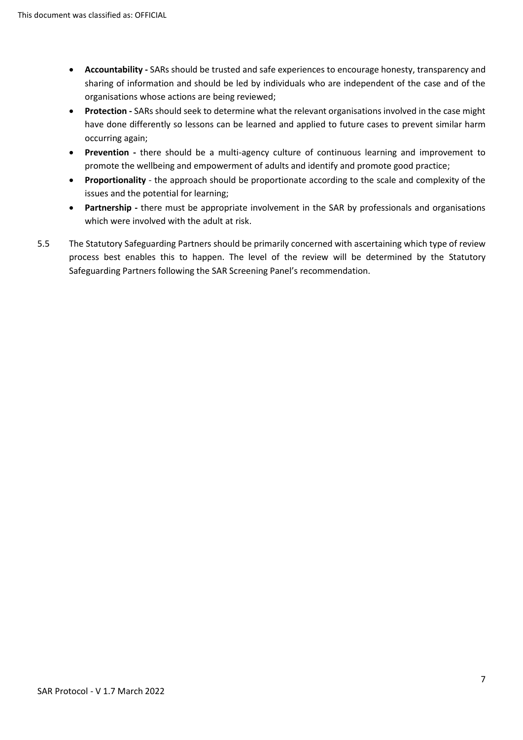- **Accountability -** SARs should be trusted and safe experiences to encourage honesty, transparency and sharing of information and should be led by individuals who are independent of the case and of the organisations whose actions are being reviewed;
- **Protection -** SARs should seek to determine what the relevant organisations involved in the case might have done differently so lessons can be learned and applied to future cases to prevent similar harm occurring again;
- **Prevention -** there should be a multi-agency culture of continuous learning and improvement to promote the wellbeing and empowerment of adults and identify and promote good practice;
- **Proportionality** - the approach should be proportionate according to the scale and complexity of the issues and the potential for learning;
- **Partnership -** there must be appropriate involvement in the SAR by professionals and organisations which were involved with the adult at risk.

5.5 The Statutory Safeguarding Partners should be primarily concerned with ascertaining which type of review process best enables this to happen. The level of the review will be determined by the Statutory Safeguarding Partners following the SAR Screening Panel's recommendation.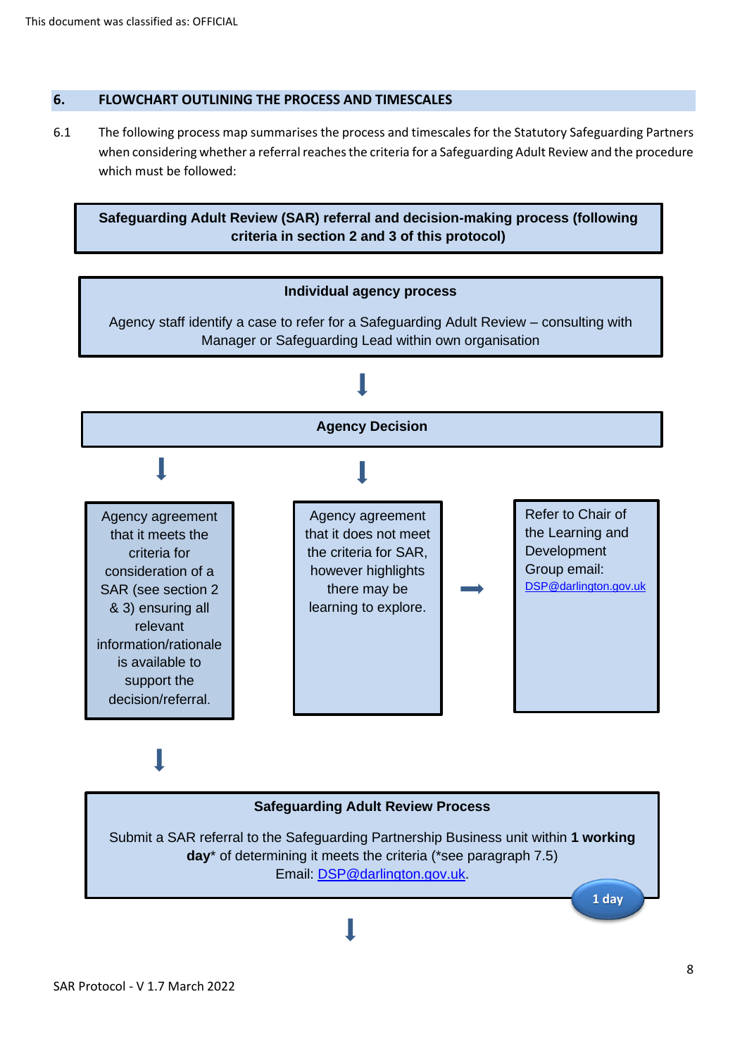## 6. FLOWCHART OUTLINING THE PROCESS AND TIMESCALES

6.1 The following process map summarises the process and timescales for the Statutory Safeguarding Partners when considering whether a referral reaches the criteria for a Safeguarding Adult Review and the procedure which must be followed:

**Safeguarding Adult Review (SAR) referral and decision-making process (following criteria in section 2 and 3 of this protocol)**

**Individual agency process**

Agency staff identify a case to refer for a Safeguarding Adult Review – consulting with Manager or Safeguarding Lead within own organisation

↓

**Agency Decision**

↓

- Agency agreement that it meets the criteria for consideration of a SAR (see section 2 & 3) ensuring all relevant information/rationale is available to support the decision/referral.
- Agency agreement that it does not meet the criteria for SAR, however highlights there may be learning to explore. → Refer to Chair of the Learning and Development Group email: DSP@darlington.gov.uk

↓

**Safeguarding Adult Review Process**

Submit a SAR referral to the Safeguarding Partnership Business unit within **1 working day*** of determining it meets the criteria (*see paragraph 7.5)
Email: DSP@darlington.gov.uk.

**1 day**

↓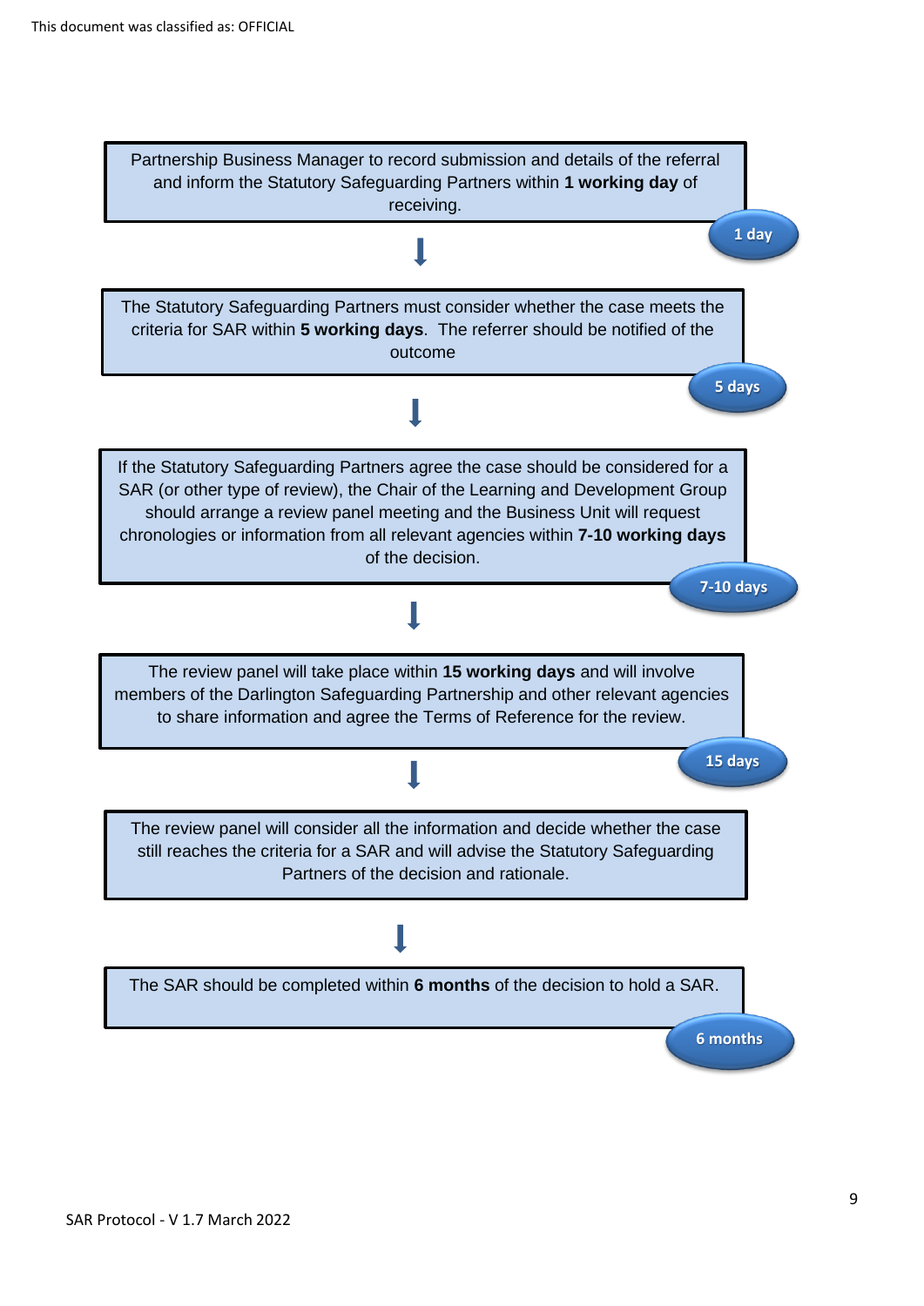Partnership Business Manager to record submission and details of the referral and inform the Statutory Safeguarding Partners within **1 working day** of receiving.

1 day

↓

The Statutory Safeguarding Partners must consider whether the case meets the criteria for SAR within **5 working days**. The referrer should be notified of the outcome

5 days

↓

If the Statutory Safeguarding Partners agree the case should be considered for a SAR (or other type of review), the Chair of the Learning and Development Group should arrange a review panel meeting and the Business Unit will request chronologies or information from all relevant agencies within **7-10 working days** of the decision.

7-10 days

↓

The review panel will take place within **15 working days** and will involve members of the Darlington Safeguarding Partnership and other relevant agencies to share information and agree the Terms of Reference for the review.

15 days

↓

The review panel will consider all the information and decide whether the case still reaches the criteria for a SAR and will advise the Statutory Safeguarding Partners of the decision and rationale.

↓

The SAR should be completed within **6 months** of the decision to hold a SAR.

6 months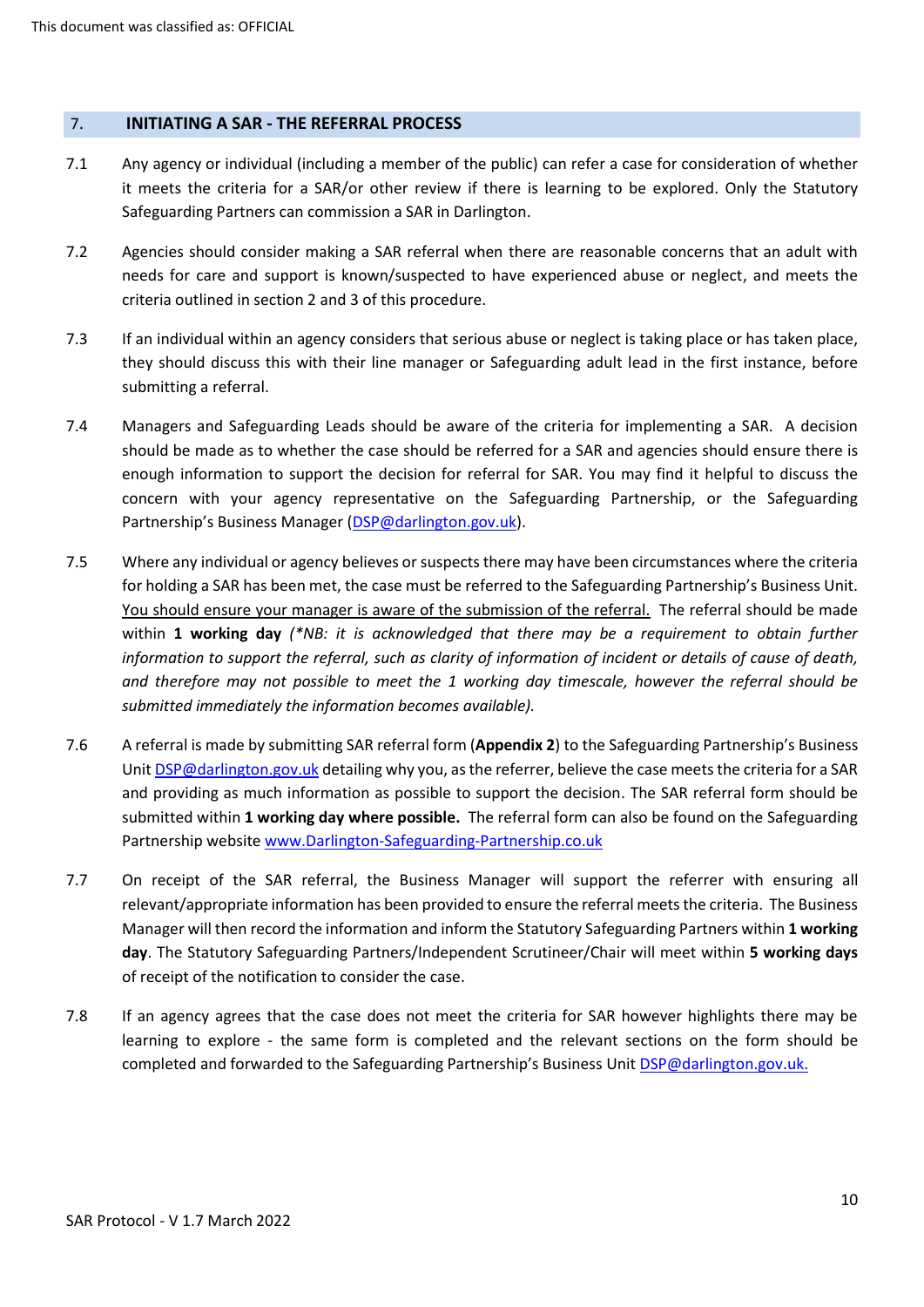## 7. INITIATING A SAR - THE REFERRAL PROCESS

7.1 Any agency or individual (including a member of the public) can refer a case for consideration of whether it meets the criteria for a SAR/or other review if there is learning to be explored. Only the Statutory Safeguarding Partners can commission a SAR in Darlington.

7.2 Agencies should consider making a SAR referral when there are reasonable concerns that an adult with needs for care and support is known/suspected to have experienced abuse or neglect, and meets the criteria outlined in section 2 and 3 of this procedure.

7.3 If an individual within an agency considers that serious abuse or neglect is taking place or has taken place, they should discuss this with their line manager or Safeguarding adult lead in the first instance, before submitting a referral.

7.4 Managers and Safeguarding Leads should be aware of the criteria for implementing a SAR. A decision should be made as to whether the case should be referred for a SAR and agencies should ensure there is enough information to support the decision for referral for SAR. You may find it helpful to discuss the concern with your agency representative on the Safeguarding Partnership, or the Safeguarding Partnership's Business Manager (DSP@darlington.gov.uk).

7.5 Where any individual or agency believes or suspects there may have been circumstances where the criteria for holding a SAR has been met, the case must be referred to the Safeguarding Partnership's Business Unit. You should ensure your manager is aware of the submission of the referral. The referral should be made within **1 working day** *(\*NB: it is acknowledged that there may be a requirement to obtain further information to support the referral, such as clarity of information of incident or details of cause of death, and therefore may not possible to meet the 1 working day timescale, however the referral should be submitted immediately the information becomes available).*

7.6 A referral is made by submitting SAR referral form (**Appendix 2**) to the Safeguarding Partnership's Business Unit DSP@darlington.gov.uk detailing why you, as the referrer, believe the case meets the criteria for a SAR and providing as much information as possible to support the decision. The SAR referral form should be submitted within **1 working day where possible.** The referral form can also be found on the Safeguarding Partnership website www.Darlington-Safeguarding-Partnership.co.uk

7.7 On receipt of the SAR referral, the Business Manager will support the referrer with ensuring all relevant/appropriate information has been provided to ensure the referral meets the criteria. The Business Manager will then record the information and inform the Statutory Safeguarding Partners within **1 working day**. The Statutory Safeguarding Partners/Independent Scrutineer/Chair will meet within **5 working days** of receipt of the notification to consider the case.

7.8 If an agency agrees that the case does not meet the criteria for SAR however highlights there may be learning to explore - the same form is completed and the relevant sections on the form should be completed and forwarded to the Safeguarding Partnership's Business Unit DSP@darlington.gov.uk.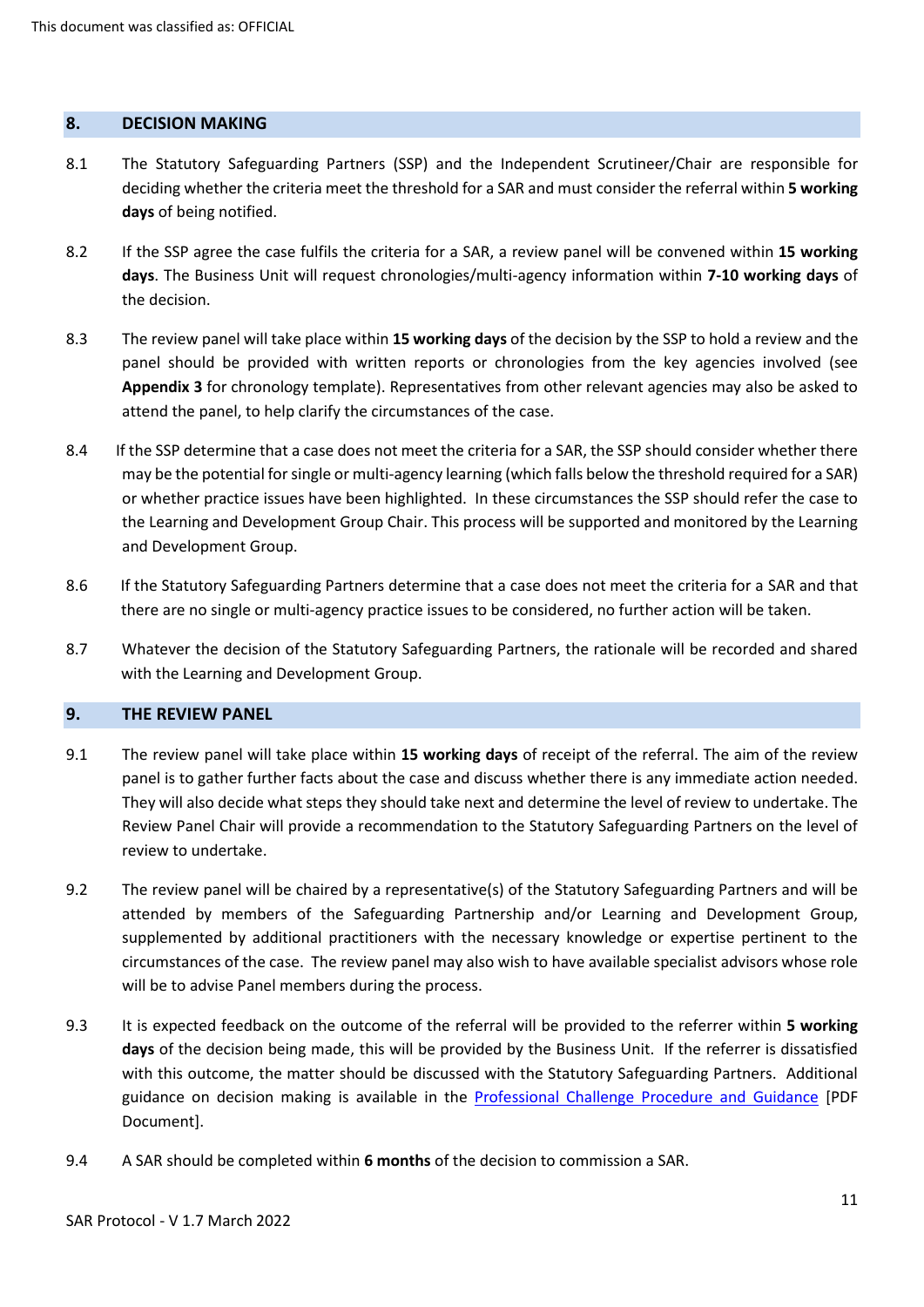## 8. DECISION MAKING

8.1 The Statutory Safeguarding Partners (SSP) and the Independent Scrutineer/Chair are responsible for deciding whether the criteria meet the threshold for a SAR and must consider the referral within **5 working days** of being notified.

8.2 If the SSP agree the case fulfils the criteria for a SAR, a review panel will be convened within **15 working days**. The Business Unit will request chronologies/multi-agency information within **7-10 working days** of the decision.

8.3 The review panel will take place within **15 working days** of the decision by the SSP to hold a review and the panel should be provided with written reports or chronologies from the key agencies involved (see **Appendix 3** for chronology template). Representatives from other relevant agencies may also be asked to attend the panel, to help clarify the circumstances of the case.

8.4 If the SSP determine that a case does not meet the criteria for a SAR, the SSP should consider whether there may be the potential for single or multi-agency learning (which falls below the threshold required for a SAR) or whether practice issues have been highlighted. In these circumstances the SSP should refer the case to the Learning and Development Group Chair. This process will be supported and monitored by the Learning and Development Group.

8.6 If the Statutory Safeguarding Partners determine that a case does not meet the criteria for a SAR and that there are no single or multi-agency practice issues to be considered, no further action will be taken.

8.7 Whatever the decision of the Statutory Safeguarding Partners, the rationale will be recorded and shared with the Learning and Development Group.

## 9. THE REVIEW PANEL

9.1 The review panel will take place within **15 working days** of receipt of the referral. The aim of the review panel is to gather further facts about the case and discuss whether there is any immediate action needed. They will also decide what steps they should take next and determine the level of review to undertake. The Review Panel Chair will provide a recommendation to the Statutory Safeguarding Partners on the level of review to undertake.

9.2 The review panel will be chaired by a representative(s) of the Statutory Safeguarding Partners and will be attended by members of the Safeguarding Partnership and/or Learning and Development Group, supplemented by additional practitioners with the necessary knowledge or expertise pertinent to the circumstances of the case. The review panel may also wish to have available specialist advisors whose role will be to advise Panel members during the process.

9.3 It is expected feedback on the outcome of the referral will be provided to the referrer within **5 working days** of the decision being made, this will be provided by the Business Unit. If the referrer is dissatisfied with this outcome, the matter should be discussed with the Statutory Safeguarding Partners. Additional guidance on decision making is available in the Professional Challenge Procedure and Guidance [PDF Document].

9.4 A SAR should be completed within **6 months** of the decision to commission a SAR.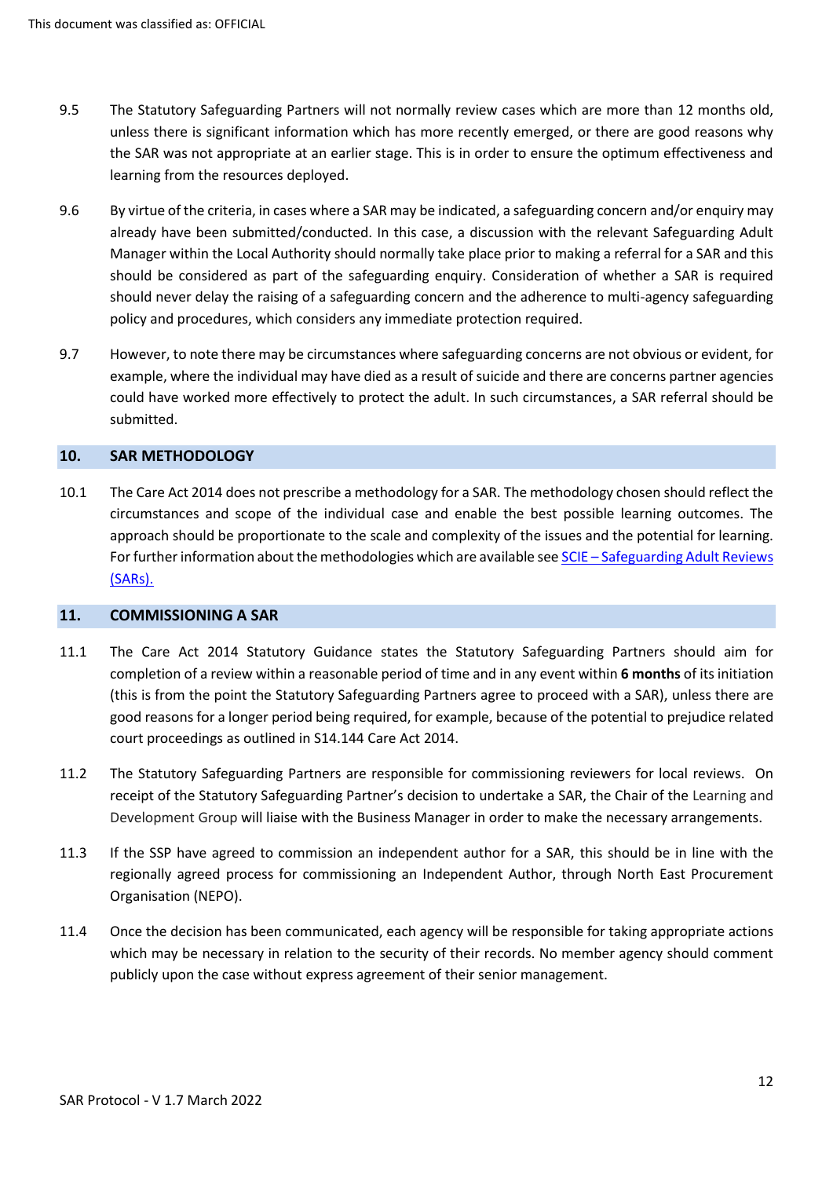9.5 The Statutory Safeguarding Partners will not normally review cases which are more than 12 months old, unless there is significant information which has more recently emerged, or there are good reasons why the SAR was not appropriate at an earlier stage. This is in order to ensure the optimum effectiveness and learning from the resources deployed.

9.6 By virtue of the criteria, in cases where a SAR may be indicated, a safeguarding concern and/or enquiry may already have been submitted/conducted. In this case, a discussion with the relevant Safeguarding Adult Manager within the Local Authority should normally take place prior to making a referral for a SAR and this should be considered as part of the safeguarding enquiry. Consideration of whether a SAR is required should never delay the raising of a safeguarding concern and the adherence to multi-agency safeguarding policy and procedures, which considers any immediate protection required.

9.7 However, to note there may be circumstances where safeguarding concerns are not obvious or evident, for example, where the individual may have died as a result of suicide and there are concerns partner agencies could have worked more effectively to protect the adult. In such circumstances, a SAR referral should be submitted.

## 10. SAR METHODOLOGY

10.1 The Care Act 2014 does not prescribe a methodology for a SAR. The methodology chosen should reflect the circumstances and scope of the individual case and enable the best possible learning outcomes. The approach should be proportionate to the scale and complexity of the issues and the potential for learning. For further information about the methodologies which are available see [SCIE – Safeguarding Adult Reviews (SARs).]

## 11. COMMISSIONING A SAR

11.1 The Care Act 2014 Statutory Guidance states the Statutory Safeguarding Partners should aim for completion of a review within a reasonable period of time and in any event within **6 months** of its initiation (this is from the point the Statutory Safeguarding Partners agree to proceed with a SAR), unless there are good reasons for a longer period being required, for example, because of the potential to prejudice related court proceedings as outlined in S14.144 Care Act 2014.

11.2 The Statutory Safeguarding Partners are responsible for commissioning reviewers for local reviews. On receipt of the Statutory Safeguarding Partner's decision to undertake a SAR, the Chair of the Learning and Development Group will liaise with the Business Manager in order to make the necessary arrangements.

11.3 If the SSP have agreed to commission an independent author for a SAR, this should be in line with the regionally agreed process for commissioning an Independent Author, through North East Procurement Organisation (NEPO).

11.4 Once the decision has been communicated, each agency will be responsible for taking appropriate actions which may be necessary in relation to the security of their records. No member agency should comment publicly upon the case without express agreement of their senior management.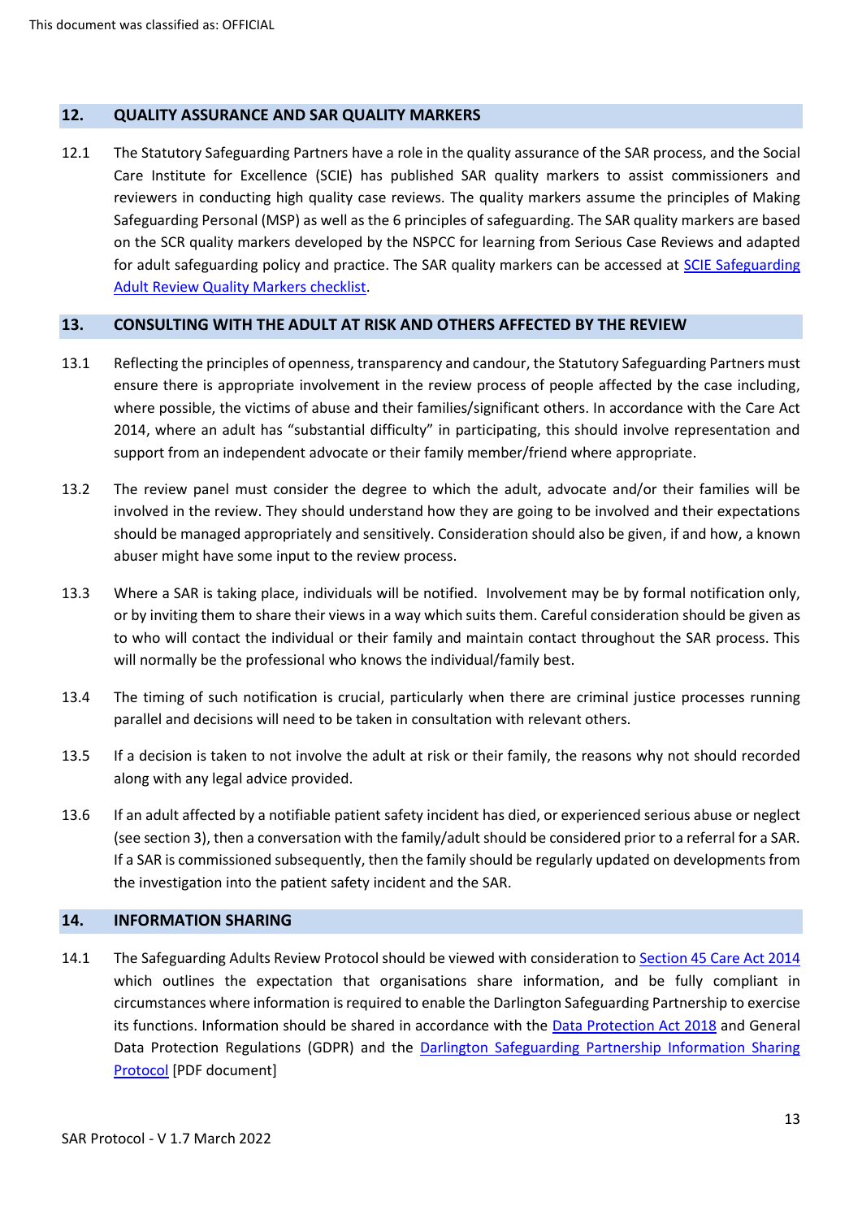## 12. QUALITY ASSURANCE AND SAR QUALITY MARKERS

12.1 The Statutory Safeguarding Partners have a role in the quality assurance of the SAR process, and the Social Care Institute for Excellence (SCIE) has published SAR quality markers to assist commissioners and reviewers in conducting high quality case reviews. The quality markers assume the principles of Making Safeguarding Personal (MSP) as well as the 6 principles of safeguarding. The SAR quality markers are based on the SCR quality markers developed by the NSPCC for learning from Serious Case Reviews and adapted for adult safeguarding policy and practice. The SAR quality markers can be accessed at SCIE Safeguarding Adult Review Quality Markers checklist.

## 13. CONSULTING WITH THE ADULT AT RISK AND OTHERS AFFECTED BY THE REVIEW

13.1 Reflecting the principles of openness, transparency and candour, the Statutory Safeguarding Partners must ensure there is appropriate involvement in the review process of people affected by the case including, where possible, the victims of abuse and their families/significant others. In accordance with the Care Act 2014, where an adult has "substantial difficulty" in participating, this should involve representation and support from an independent advocate or their family member/friend where appropriate.

13.2 The review panel must consider the degree to which the adult, advocate and/or their families will be involved in the review. They should understand how they are going to be involved and their expectations should be managed appropriately and sensitively. Consideration should also be given, if and how, a known abuser might have some input to the review process.

13.3 Where a SAR is taking place, individuals will be notified. Involvement may be by formal notification only, or by inviting them to share their views in a way which suits them. Careful consideration should be given as to who will contact the individual or their family and maintain contact throughout the SAR process. This will normally be the professional who knows the individual/family best.

13.4 The timing of such notification is crucial, particularly when there are criminal justice processes running parallel and decisions will need to be taken in consultation with relevant others.

13.5 If a decision is taken to not involve the adult at risk or their family, the reasons why not should recorded along with any legal advice provided.

13.6 If an adult affected by a notifiable patient safety incident has died, or experienced serious abuse or neglect (see section 3), then a conversation with the family/adult should be considered prior to a referral for a SAR. If a SAR is commissioned subsequently, then the family should be regularly updated on developments from the investigation into the patient safety incident and the SAR.

## 14. INFORMATION SHARING

14.1 The Safeguarding Adults Review Protocol should be viewed with consideration to Section 45 Care Act 2014 which outlines the expectation that organisations share information, and be fully compliant in circumstances where information is required to enable the Darlington Safeguarding Partnership to exercise its functions. Information should be shared in accordance with the Data Protection Act 2018 and General Data Protection Regulations (GDPR) and the Darlington Safeguarding Partnership Information Sharing Protocol [PDF document]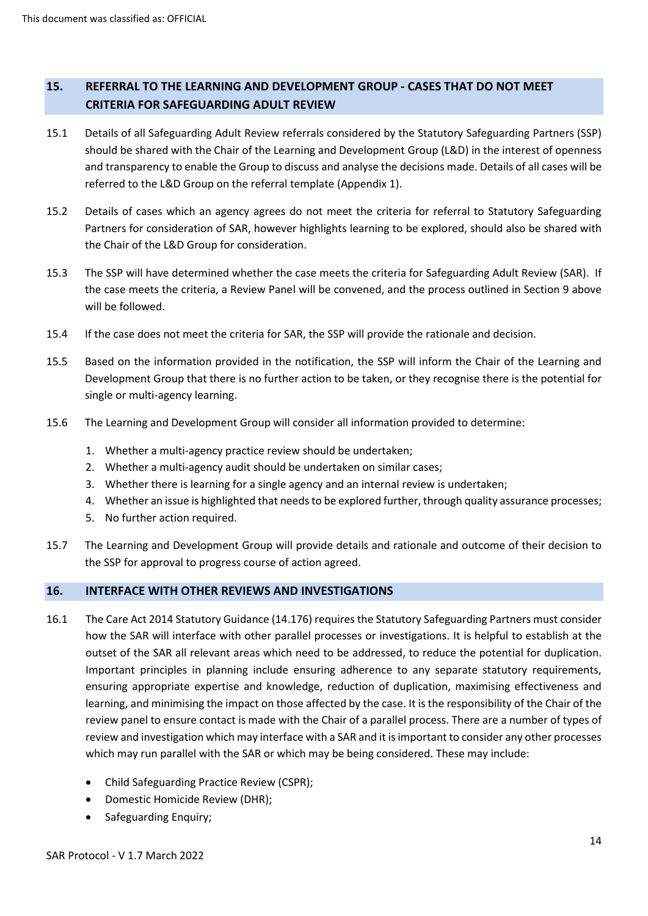## 15. REFERRAL TO THE LEARNING AND DEVELOPMENT GROUP - CASES THAT DO NOT MEET CRITERIA FOR SAFEGUARDING ADULT REVIEW

15.1 Details of all Safeguarding Adult Review referrals considered by the Statutory Safeguarding Partners (SSP) should be shared with the Chair of the Learning and Development Group (L&D) in the interest of openness and transparency to enable the Group to discuss and analyse the decisions made. Details of all cases will be referred to the L&D Group on the referral template (Appendix 1).

15.2 Details of cases which an agency agrees do not meet the criteria for referral to Statutory Safeguarding Partners for consideration of SAR, however highlights learning to be explored, should also be shared with the Chair of the L&D Group for consideration.

15.3 The SSP will have determined whether the case meets the criteria for Safeguarding Adult Review (SAR). If the case meets the criteria, a Review Panel will be convened, and the process outlined in Section 9 above will be followed.

15.4 If the case does not meet the criteria for SAR, the SSP will provide the rationale and decision.

15.5 Based on the information provided in the notification, the SSP will inform the Chair of the Learning and Development Group that there is no further action to be taken, or they recognise there is the potential for single or multi-agency learning.

15.6 The Learning and Development Group will consider all information provided to determine:

1. Whether a multi-agency practice review should be undertaken;
2. Whether a multi-agency audit should be undertaken on similar cases;
3. Whether there is learning for a single agency and an internal review is undertaken;
4. Whether an issue is highlighted that needs to be explored further, through quality assurance processes;
5. No further action required.

15.7 The Learning and Development Group will provide details and rationale and outcome of their decision to the SSP for approval to progress course of action agreed.

## 16. INTERFACE WITH OTHER REVIEWS AND INVESTIGATIONS

16.1 The Care Act 2014 Statutory Guidance (14.176) requires the Statutory Safeguarding Partners must consider how the SAR will interface with other parallel processes or investigations. It is helpful to establish at the outset of the SAR all relevant areas which need to be addressed, to reduce the potential for duplication. Important principles in planning include ensuring adherence to any separate statutory requirements, ensuring appropriate expertise and knowledge, reduction of duplication, maximising effectiveness and learning, and minimising the impact on those affected by the case. It is the responsibility of the Chair of the review panel to ensure contact is made with the Chair of a parallel process. There are a number of types of review and investigation which may interface with a SAR and it is important to consider any other processes which may run parallel with the SAR or which may be being considered. These may include:

- Child Safeguarding Practice Review (CSPR);
- Domestic Homicide Review (DHR);
- Safeguarding Enquiry;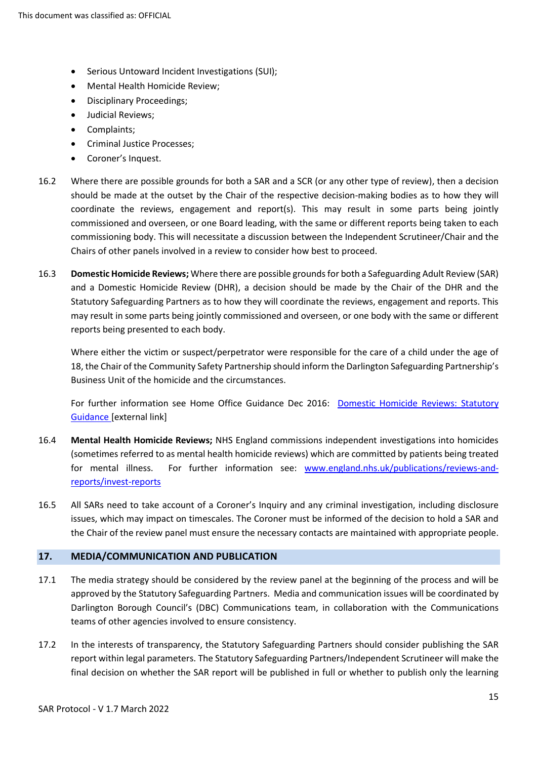- Serious Untoward Incident Investigations (SUI);
- Mental Health Homicide Review;
- Disciplinary Proceedings;
- Judicial Reviews;
- Complaints;
- Criminal Justice Processes;
- Coroner's Inquest.

16.2 Where there are possible grounds for both a SAR and a SCR (or any other type of review), then a decision should be made at the outset by the Chair of the respective decision-making bodies as to how they will coordinate the reviews, engagement and report(s). This may result in some parts being jointly commissioned and overseen, or one Board leading, with the same or different reports being taken to each commissioning body. This will necessitate a discussion between the Independent Scrutineer/Chair and the Chairs of other panels involved in a review to consider how best to proceed.

16.3 **Domestic Homicide Reviews;** Where there are possible grounds for both a Safeguarding Adult Review (SAR) and a Domestic Homicide Review (DHR), a decision should be made by the Chair of the DHR and the Statutory Safeguarding Partners as to how they will coordinate the reviews, engagement and reports. This may result in some parts being jointly commissioned and overseen, or one body with the same or different reports being presented to each body.

Where either the victim or suspect/perpetrator were responsible for the care of a child under the age of 18, the Chair of the Community Safety Partnership should inform the Darlington Safeguarding Partnership's Business Unit of the homicide and the circumstances.

For further information see Home Office Guidance Dec 2016: [Domestic Homicide Reviews: Statutory Guidance](#) [external link]

16.4 **Mental Health Homicide Reviews;** NHS England commissions independent investigations into homicides (sometimes referred to as mental health homicide reviews) which are committed by patients being treated for mental illness. For further information see: [www.england.nhs.uk/publications/reviews-and-reports/invest-reports](https://www.england.nhs.uk/publications/reviews-and-reports/invest-reports)

16.5 All SARs need to take account of a Coroner's Inquiry and any criminal investigation, including disclosure issues, which may impact on timescales. The Coroner must be informed of the decision to hold a SAR and the Chair of the review panel must ensure the necessary contacts are maintained with appropriate people.

## 17. MEDIA/COMMUNICATION AND PUBLICATION

17.1 The media strategy should be considered by the review panel at the beginning of the process and will be approved by the Statutory Safeguarding Partners. Media and communication issues will be coordinated by Darlington Borough Council's (DBC) Communications team, in collaboration with the Communications teams of other agencies involved to ensure consistency.

17.2 In the interests of transparency, the Statutory Safeguarding Partners should consider publishing the SAR report within legal parameters. The Statutory Safeguarding Partners/Independent Scrutineer will make the final decision on whether the SAR report will be published in full or whether to publish only the learning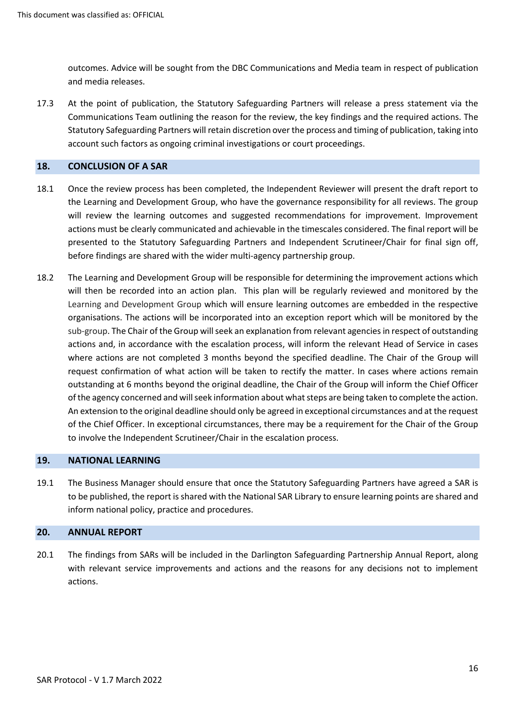outcomes. Advice will be sought from the DBC Communications and Media team in respect of publication and media releases.

17.3 At the point of publication, the Statutory Safeguarding Partners will release a press statement via the Communications Team outlining the reason for the review, the key findings and the required actions. The Statutory Safeguarding Partners will retain discretion over the process and timing of publication, taking into account such factors as ongoing criminal investigations or court proceedings.

## 18. CONCLUSION OF A SAR

18.1 Once the review process has been completed, the Independent Reviewer will present the draft report to the Learning and Development Group, who have the governance responsibility for all reviews. The group will review the learning outcomes and suggested recommendations for improvement. Improvement actions must be clearly communicated and achievable in the timescales considered. The final report will be presented to the Statutory Safeguarding Partners and Independent Scrutineer/Chair for final sign off, before findings are shared with the wider multi-agency partnership group.

18.2 The Learning and Development Group will be responsible for determining the improvement actions which will then be recorded into an action plan. This plan will be regularly reviewed and monitored by the Learning and Development Group which will ensure learning outcomes are embedded in the respective organisations. The actions will be incorporated into an exception report which will be monitored by the sub-group. The Chair of the Group will seek an explanation from relevant agencies in respect of outstanding actions and, in accordance with the escalation process, will inform the relevant Head of Service in cases where actions are not completed 3 months beyond the specified deadline. The Chair of the Group will request confirmation of what action will be taken to rectify the matter. In cases where actions remain outstanding at 6 months beyond the original deadline, the Chair of the Group will inform the Chief Officer of the agency concerned and will seek information about what steps are being taken to complete the action. An extension to the original deadline should only be agreed in exceptional circumstances and at the request of the Chief Officer. In exceptional circumstances, there may be a requirement for the Chair of the Group to involve the Independent Scrutineer/Chair in the escalation process.

## 19. NATIONAL LEARNING

19.1 The Business Manager should ensure that once the Statutory Safeguarding Partners have agreed a SAR is to be published, the report is shared with the National SAR Library to ensure learning points are shared and inform national policy, practice and procedures.

## 20. ANNUAL REPORT

20.1 The findings from SARs will be included in the Darlington Safeguarding Partnership Annual Report, along with relevant service improvements and actions and the reasons for any decisions not to implement actions.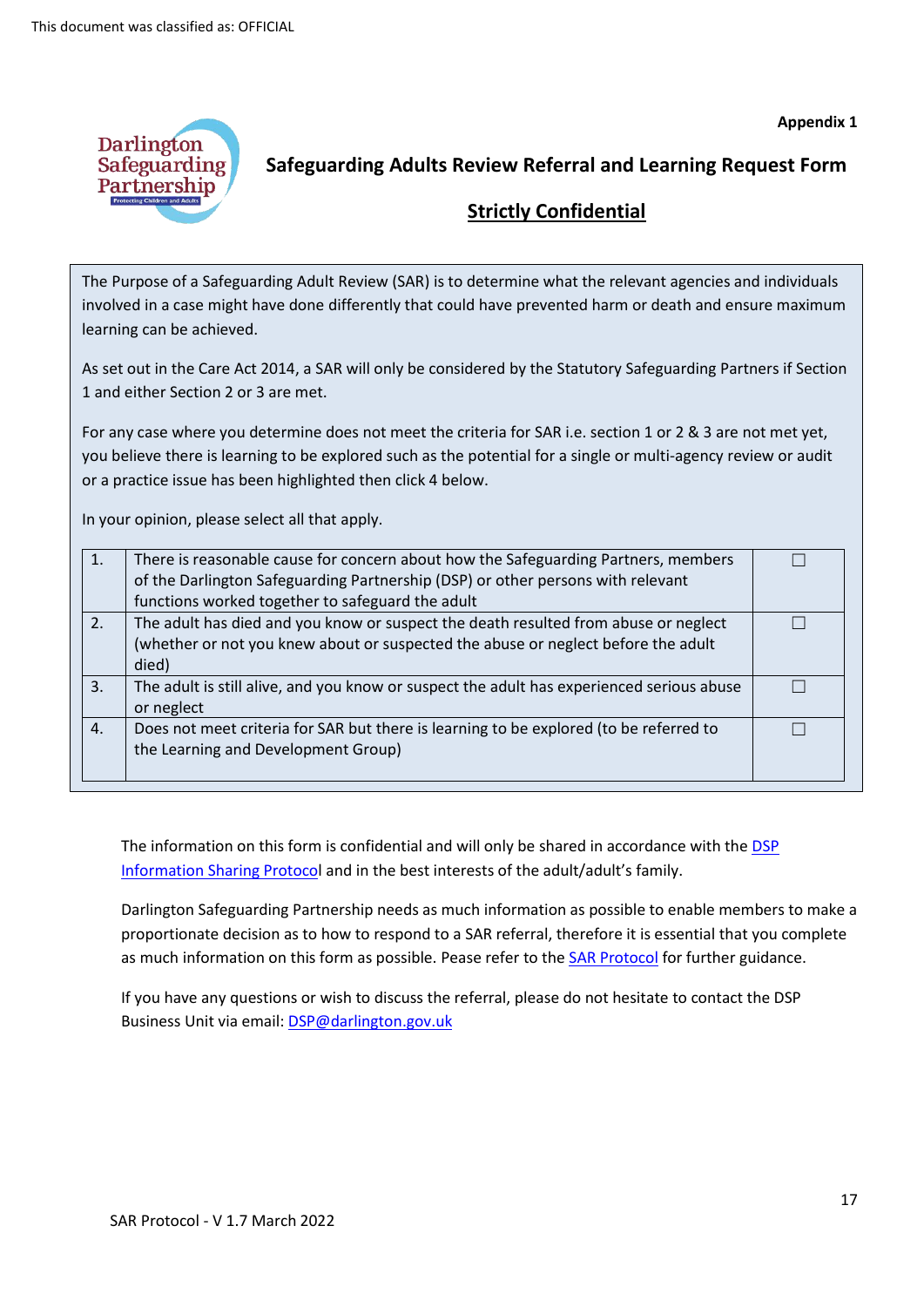Appendix 1

# Safeguarding Adults Review Referral and Learning Request Form

## Strictly Confidential

The Purpose of a Safeguarding Adult Review (SAR) is to determine what the relevant agencies and individuals involved in a case might have done differently that could have prevented harm or death and ensure maximum learning can be achieved.

As set out in the Care Act 2014, a SAR will only be considered by the Statutory Safeguarding Partners if Section 1 and either Section 2 or 3 are met.

For any case where you determine does not meet the criteria for SAR i.e. section 1 or 2 & 3 are not met yet, you believe there is learning to be explored such as the potential for a single or multi-agency review or audit or a practice issue has been highlighted then click 4 below.

In your opinion, please select all that apply.

| | | |
|---|---|---|
| 1. | There is reasonable cause for concern about how the Safeguarding Partners, members of the Darlington Safeguarding Partnership (DSP) or other persons with relevant functions worked together to safeguard the adult | ☐ |
| 2. | The adult has died and you know or suspect the death resulted from abuse or neglect (whether or not you knew about or suspected the abuse or neglect before the adult died) | ☐ |
| 3. | The adult is still alive, and you know or suspect the adult has experienced serious abuse or neglect | ☐ |
| 4. | Does not meet criteria for SAR but there is learning to be explored (to be referred to the Learning and Development Group) | ☐ |

The information on this form is confidential and will only be shared in accordance with the DSP Information Sharing Protocol and in the best interests of the adult/adult's family.

Darlington Safeguarding Partnership needs as much information as possible to enable members to make a proportionate decision as to how to respond to a SAR referral, therefore it is essential that you complete as much information on this form as possible. Pease refer to the SAR Protocol for further guidance.

If you have any questions or wish to discuss the referral, please do not hesitate to contact the DSP Business Unit via email: DSP@darlington.gov.uk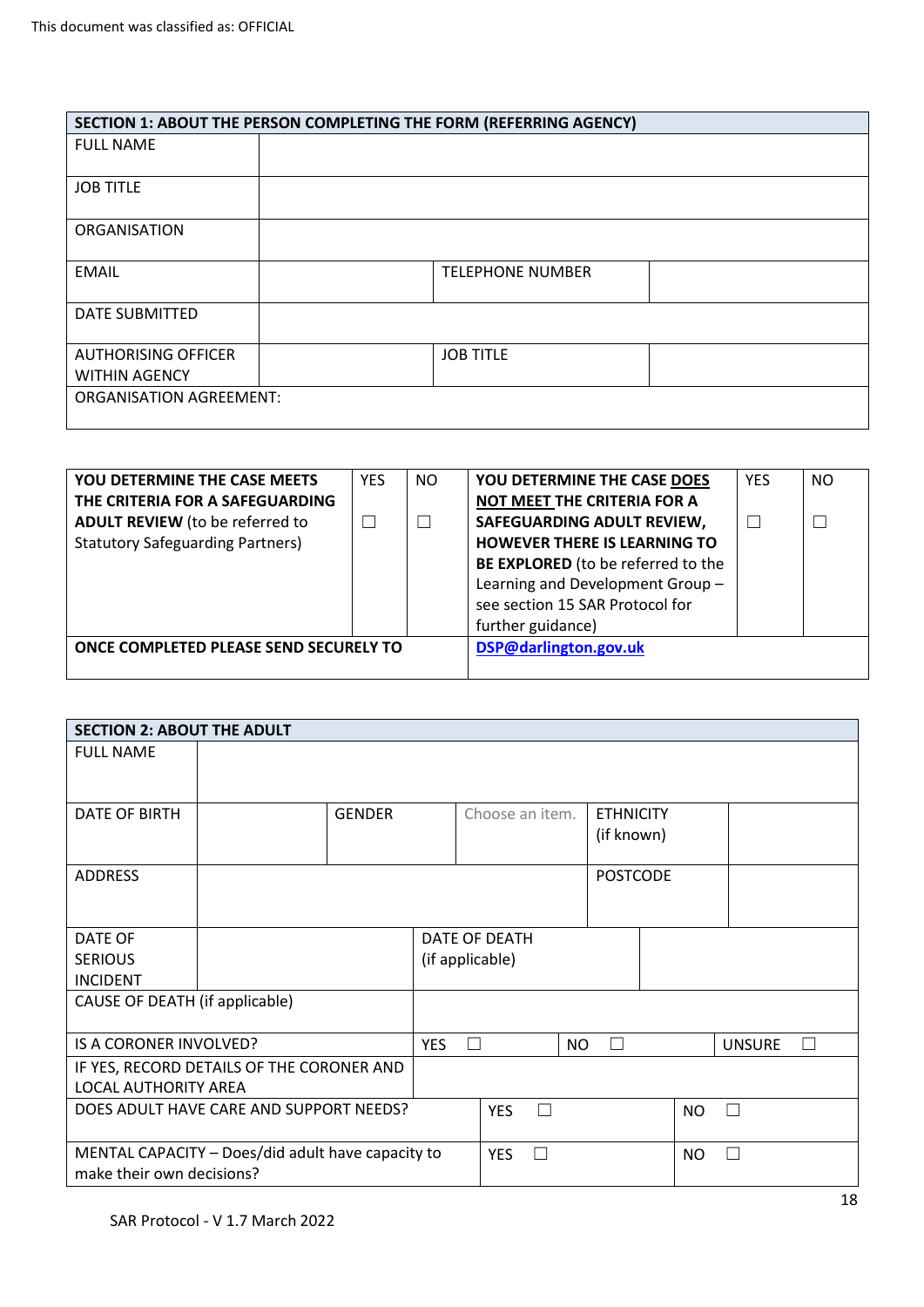| SECTION 1: ABOUT THE PERSON COMPLETING THE FORM (REFERRING AGENCY) | | | |
|---|---|---|---|
| FULL NAME | | | |
| JOB TITLE | | | |
| ORGANISATION | | | |
| EMAIL | | TELEPHONE NUMBER | |
| DATE SUBMITTED | | | |
| AUTHORISING OFFICER WITHIN AGENCY | | JOB TITLE | |
| ORGANISATION AGREEMENT: | | | |

| **YOU DETERMINE THE CASE MEETS THE CRITERIA FOR A SAFEGUARDING ADULT REVIEW** (to be referred to Statutory Safeguarding Partners) | YES ☐ | NO ☐ | **YOU DETERMINE THE CASE <u>DOES NOT MEET</u> THE CRITERIA FOR A SAFEGUARDING ADULT REVIEW, HOWEVER THERE IS LEARNING TO BE EXPLORED** (to be referred to the Learning and Development Group – see section 15 SAR Protocol for further guidance) | YES ☐ | NO ☐ |
|---|---|---|---|---|---|
| **ONCE COMPLETED PLEASE SEND SECURELY TO** | | | **DSP@darlington.gov.uk** | | |

| SECTION 2: ABOUT THE ADULT | | | | | |
|---|---|---|---|---|---|
| FULL NAME | | | | | |
| DATE OF BIRTH | | GENDER | Choose an item. | ETHNICITY (if known) | |
| ADDRESS | | | | POSTCODE | |
| DATE OF SERIOUS INCIDENT | | DATE OF DEATH (if applicable) | | | |
| CAUSE OF DEATH (if applicable) | | | | | |
| IS A CORONER INVOLVED? | | YES ☐ | NO ☐ | UNSURE ☐ | |
| IF YES, RECORD DETAILS OF THE CORONER AND LOCAL AUTHORITY AREA | | | | | |
| DOES ADULT HAVE CARE AND SUPPORT NEEDS? | | | YES ☐ | NO ☐ | |
| MENTAL CAPACITY – Does/did adult have capacity to make their own decisions? | | | YES ☐ | NO ☐ | |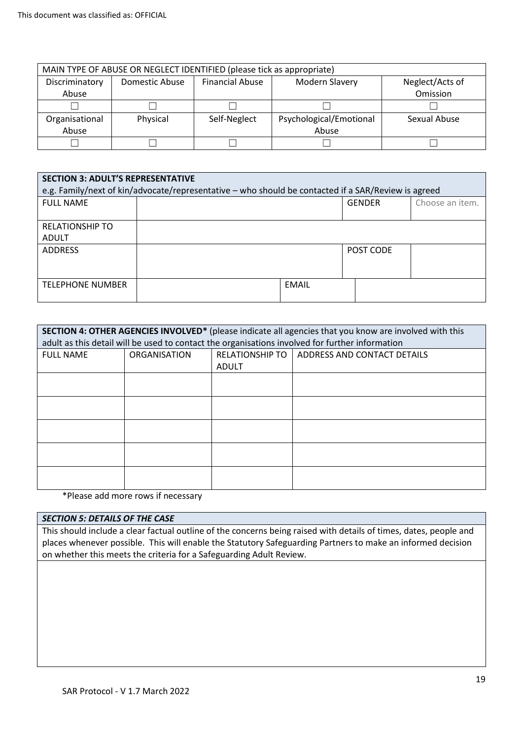| MAIN TYPE OF ABUSE OR NEGLECT IDENTIFIED (please tick as appropriate) | | | | |
|---|---|---|---|---|
| Discriminatory Abuse | Domestic Abuse | Financial Abuse | Modern Slavery | Neglect/Acts of Omission |
| ☐ | ☐ | ☐ | ☐ | ☐ |
| Organisational Abuse | Physical | Self-Neglect | Psychological/Emotional Abuse | Sexual Abuse |
| ☐ | ☐ | ☐ | ☐ | ☐ |

| **SECTION 3: ADULT'S REPRESENTATIVE** e.g. Family/next of kin/advocate/representative – who should be contacted if a SAR/Review is agreed | | | |
|---|---|---|---|
| FULL NAME | | GENDER | Choose an item. |
| RELATIONSHIP TO ADULT | | | |
| ADDRESS | | POST CODE | |
| TELEPHONE NUMBER | | EMAIL | |

| **SECTION 4: OTHER AGENCIES INVOLVED*** (please indicate all agencies that you know are involved with this adult as this detail will be used to contact the organisations involved for further information | | | |
|---|---|---|---|
| FULL NAME | ORGANISATION | RELATIONSHIP TO ADULT | ADDRESS AND CONTACT DETAILS |
| | | | |
| | | | |
| | | | |
| | | | |
| | | | |

*Please add more rows if necessary

| ***SECTION 5: DETAILS OF THE CASE*** |
|---|
| This should include a clear factual outline of the concerns being raised with details of times, dates, people and places whenever possible. This will enable the Statutory Safeguarding Partners to make an informed decision on whether this meets the criteria for a Safeguarding Adult Review. |
| |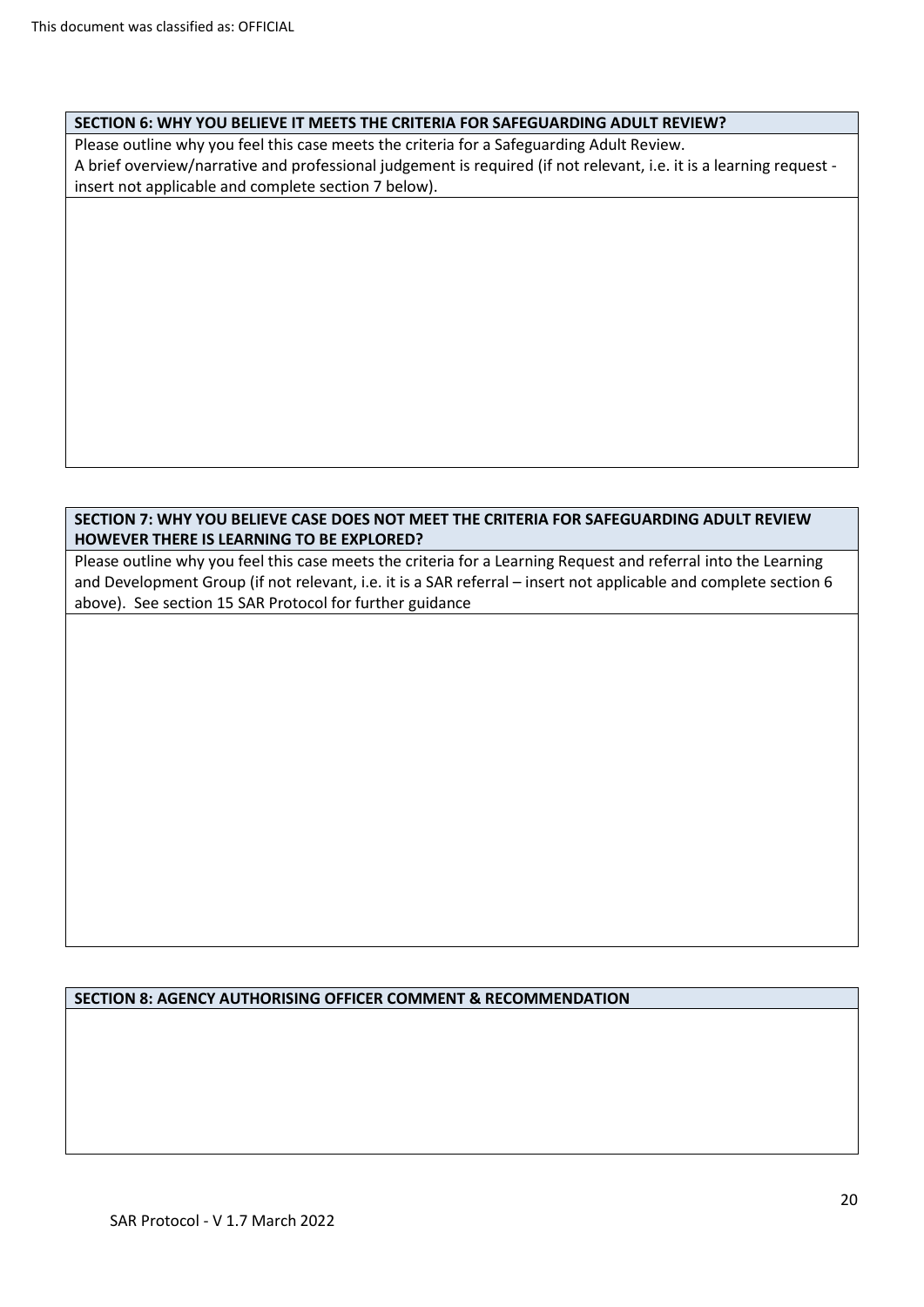This document was classified as: OFFICIAL

| **SECTION 6: WHY YOU BELIEVE IT MEETS THE CRITERIA FOR SAFEGUARDING ADULT REVIEW?** |
| --- |
| Please outline why you feel this case meets the criteria for a Safeguarding Adult Review.<br>A brief overview/narrative and professional judgement is required (if not relevant, i.e. it is a learning request - insert not applicable and complete section 7 below). |
| |

| **SECTION 7: WHY YOU BELIEVE CASE DOES NOT MEET THE CRITERIA FOR SAFEGUARDING ADULT REVIEW HOWEVER THERE IS LEARNING TO BE EXPLORED?** |
| --- |
| Please outline why you feel this case meets the criteria for a Learning Request and referral into the Learning and Development Group (if not relevant, i.e. it is a SAR referral – insert not applicable and complete section 6 above). See section 15 SAR Protocol for further guidance |
| |

| **SECTION 8: AGENCY AUTHORISING OFFICER COMMENT & RECOMMENDATION** |
| --- |
| |

SAR Protocol - V 1.7 March 2022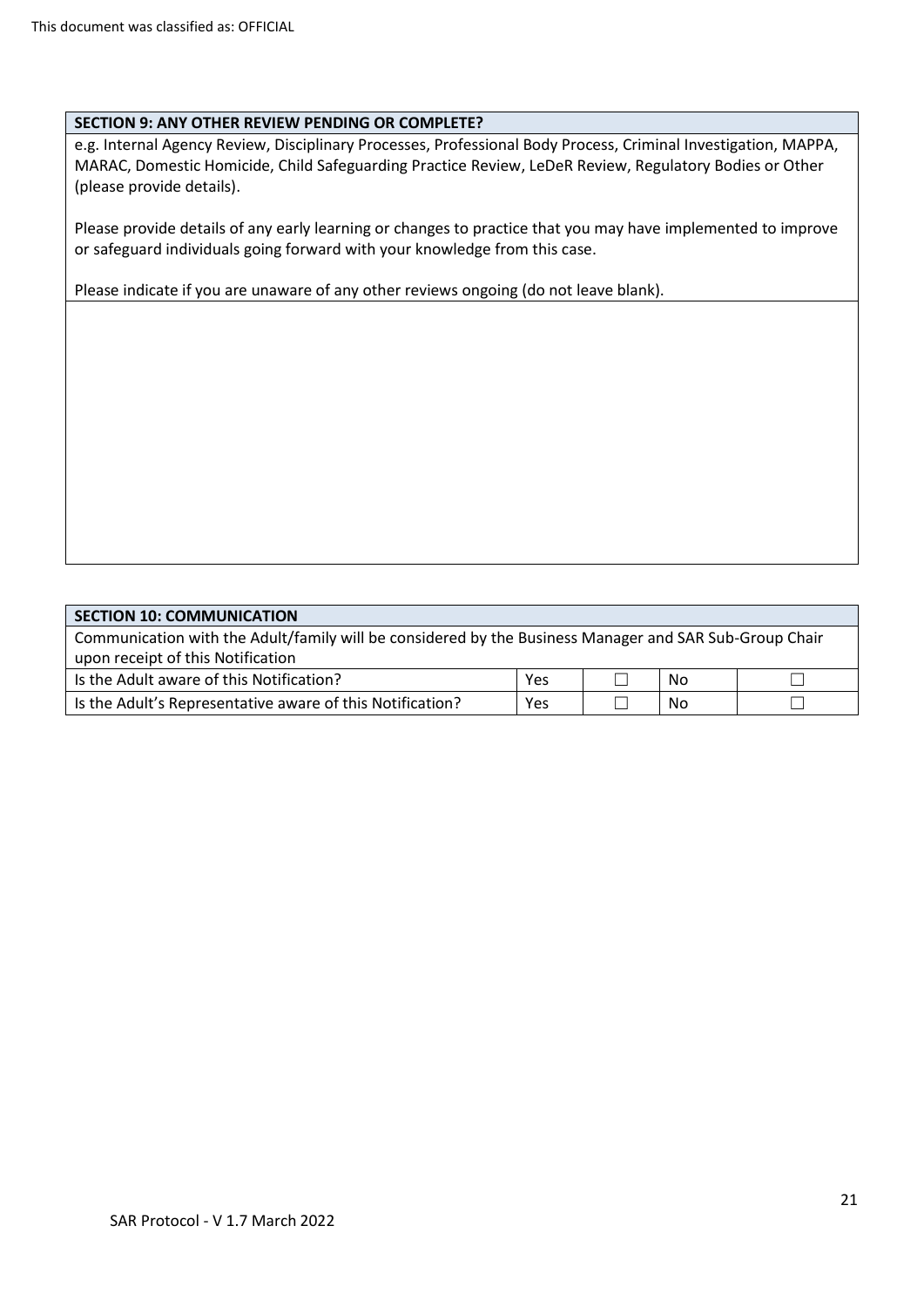This document was classified as: OFFICIAL

| SECTION 9: ANY OTHER REVIEW PENDING OR COMPLETE? |
|---|
| e.g. Internal Agency Review, Disciplinary Processes, Professional Body Process, Criminal Investigation, MAPPA, MARAC, Domestic Homicide, Child Safeguarding Practice Review, LeDeR Review, Regulatory Bodies or Other (please provide details).<br><br>Please provide details of any early learning or changes to practice that you may have implemented to improve or safeguard individuals going forward with your knowledge from this case.<br><br>Please indicate if you are unaware of any other reviews ongoing (do not leave blank). |
| |

| SECTION 10: COMMUNICATION | | | | |
|---|---|---|---|---|
| Communication with the Adult/family will be considered by the Business Manager and SAR Sub-Group Chair upon receipt of this Notification | | | | |
| Is the Adult aware of this Notification? | Yes | ☐ | No | ☐ |
| Is the Adult's Representative aware of this Notification? | Yes | ☐ | No | ☐ |

SAR Protocol - V 1.7 March 2022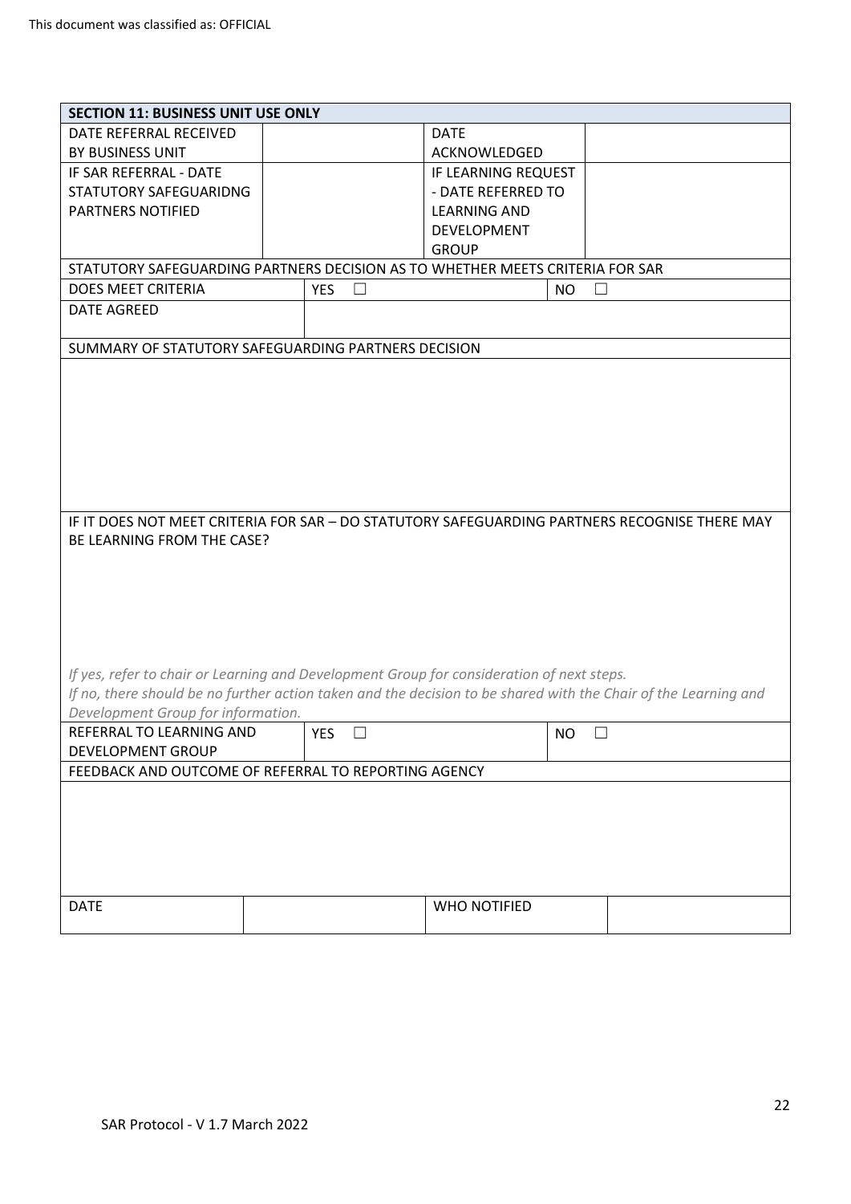This document was classified as: OFFICIAL

| SECTION 11: BUSINESS UNIT USE ONLY | | | |
|---|---|---|---|
| DATE REFERRAL RECEIVED BY BUSINESS UNIT | | DATE ACKNOWLEDGED | |
| IF SAR REFERRAL - DATE STATUTORY SAFEGUARIDNG PARTNERS NOTIFIED | | IF LEARNING REQUEST - DATE REFERRED TO LEARNING AND DEVELOPMENT GROUP | |
| STATUTORY SAFEGUARDING PARTNERS DECISION AS TO WHETHER MEETS CRITERIA FOR SAR | | | |
| DOES MEET CRITERIA | YES ☐ | | NO ☐ |
| DATE AGREED | | | |
| SUMMARY OF STATUTORY SAFEGUARDING PARTNERS DECISION | | | |
| | | | |
| IF IT DOES NOT MEET CRITERIA FOR SAR – DO STATUTORY SAFEGUARDING PARTNERS RECOGNISE THERE MAY BE LEARNING FROM THE CASE?<br><br>*If yes, refer to chair or Learning and Development Group for consideration of next steps.*<br>*If no, there should be no further action taken and the decision to be shared with the Chair of the Learning and Development Group for information.* | | | |
| REFERRAL TO LEARNING AND DEVELOPMENT GROUP | YES ☐ | | NO ☐ |
| FEEDBACK AND OUTCOME OF REFERRAL TO REPORTING AGENCY | | | |
| | | | |
| DATE | | WHO NOTIFIED | |

SAR Protocol - V 1.7 March 2022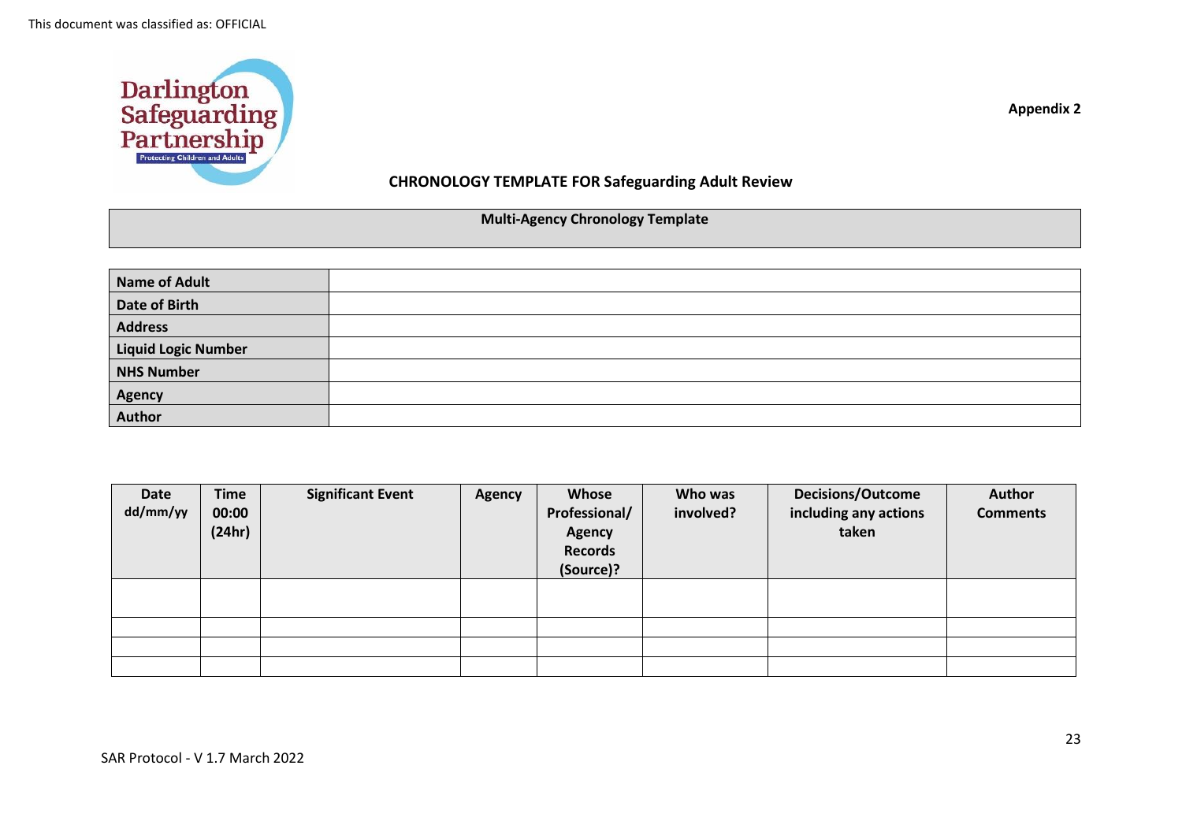This document was classified as: OFFICIAL

**Appendix 2**

## CHRONOLOGY TEMPLATE FOR Safeguarding Adult Review

| Multi-Agency Chronology Template |
| --- |

| Name of Adult | |
| --- | --- |
| Date of Birth | |
| Address | |
| Liquid Logic Number | |
| NHS Number | |
| Agency | |
| Author | |

| Date dd/mm/yy | Time 00:00 (24hr) | Significant Event | Agency | Whose Professional/ Agency Records (Source)? | Who was involved? | Decisions/Outcome including any actions taken | Author Comments |
| --- | --- | --- | --- | --- | --- | --- | --- |
| | | | | | | | |
| | | | | | | | |
| | | | | | | | |
| | | | | | | | |

SAR Protocol - V 1.7 March 2022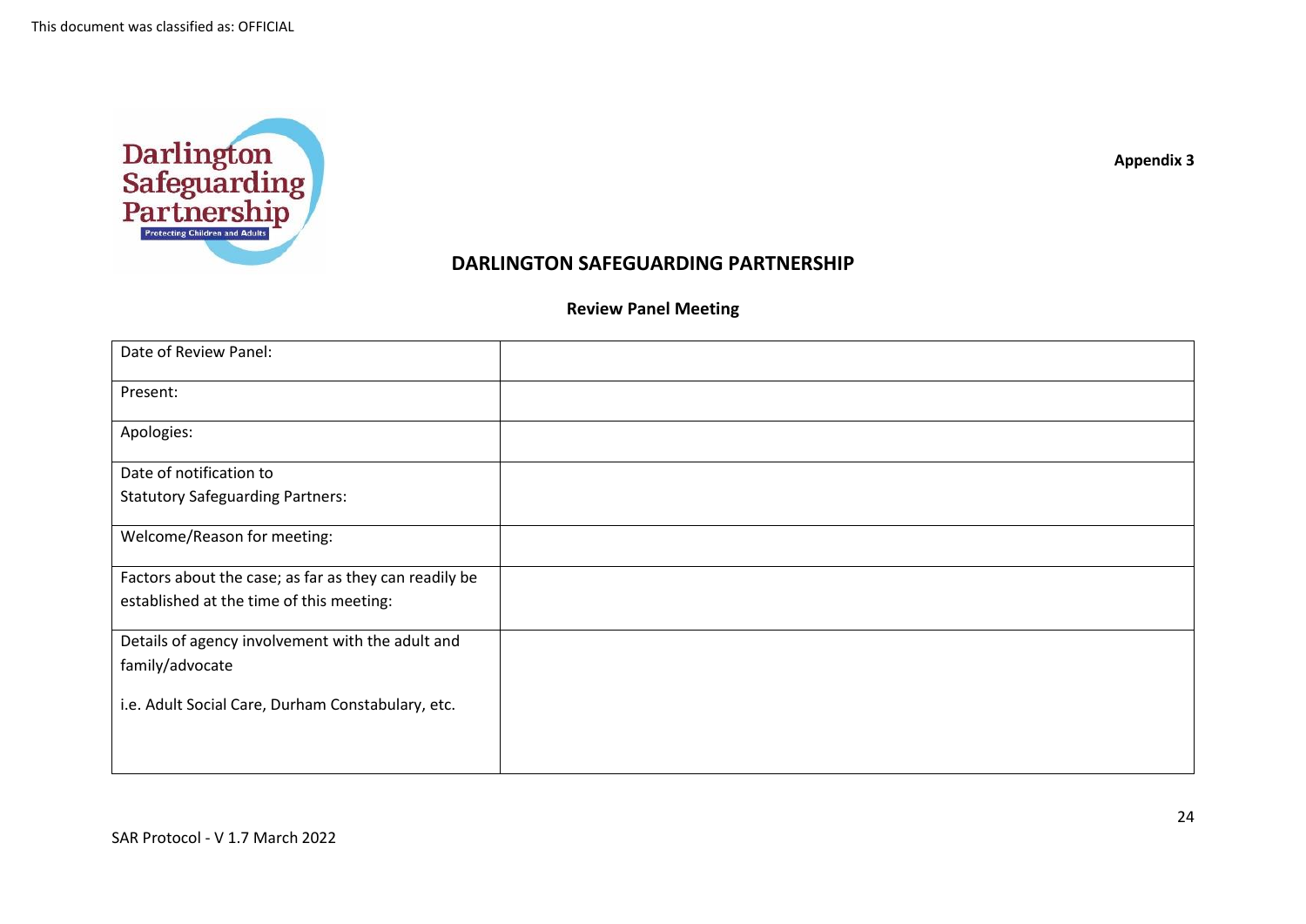This document was classified as: OFFICIAL

**Appendix 3**

# DARLINGTON SAFEGUARDING PARTNERSHIP

## Review Panel Meeting

| | |
|---|---|
| Date of Review Panel: | |
| Present: | |
| Apologies: | |
| Date of notification to Statutory Safeguarding Partners: | |
| Welcome/Reason for meeting: | |
| Factors about the case; as far as they can readily be established at the time of this meeting: | |
| Details of agency involvement with the adult and family/advocate<br><br>i.e. Adult Social Care, Durham Constabulary, etc. | |

SAR Protocol - V 1.7 March 2022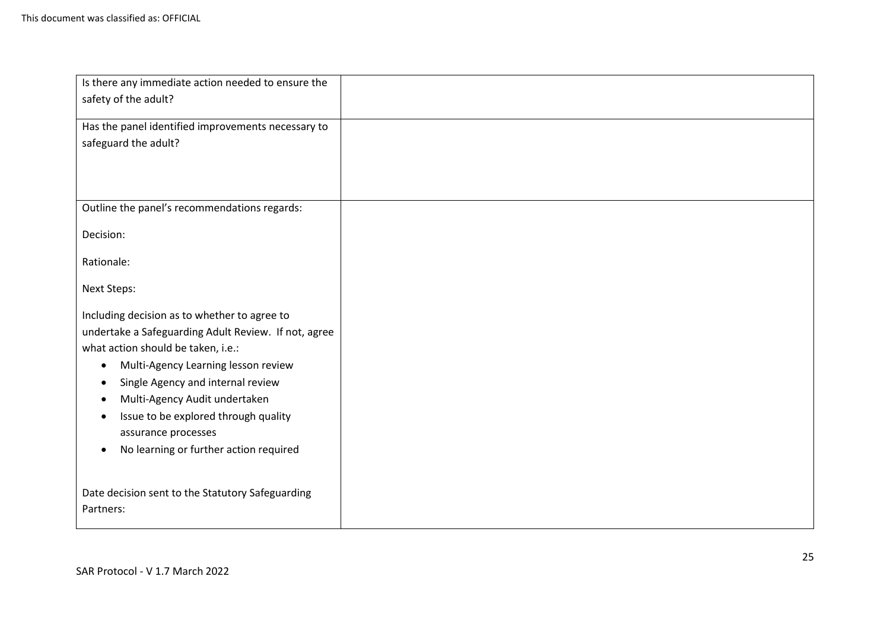| | |
|---|---|
| Is there any immediate action needed to ensure the safety of the adult? | |
| Has the panel identified improvements necessary to safeguard the adult? | |
| Outline the panel's recommendations regards:<br><br>Decision:<br><br>Rationale:<br><br>Next Steps:<br><br>Including decision as to whether to agree to undertake a Safeguarding Adult Review. If not, agree what action should be taken, i.e.:<br>• Multi-Agency Learning lesson review<br>• Single Agency and internal review<br>• Multi-Agency Audit undertaken<br>• Issue to be explored through quality assurance processes<br>• No learning or further action required<br><br>Date decision sent to the Statutory Safeguarding Partners: | |